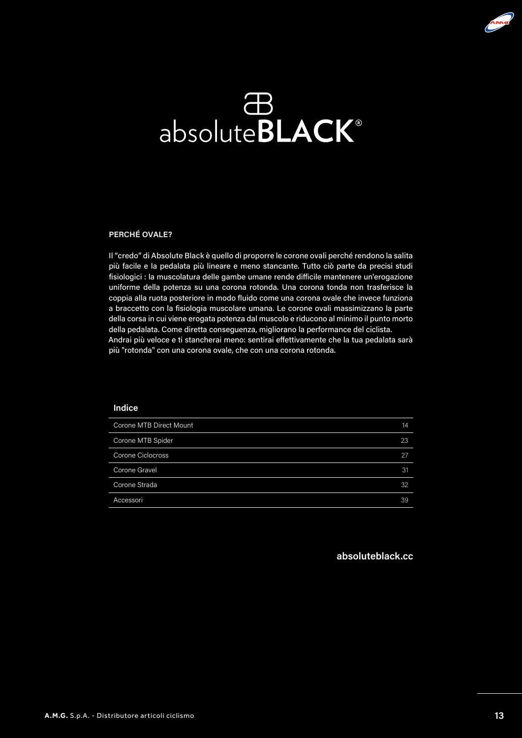# absoluteBLACK®

## PERCHÉ OVALE?

Il "credo" di Absolute Black è quello di proporre le corone ovali perché rendono la salita più facile e la pedalata più lineare e meno stancante. Tutto ciò parte da precisi studi fisiologici : la muscolatura delle gambe umane rende difficile mantenere un'erogazione uniforme della potenza su una corona rotonda. Una corona tonda non trasferisce la coppia alla ruota posteriore in modo fluido come una corona ovale che invece funziona a braccetto con la fisiologia muscolare umana. Le corone ovali massimizzano la parte della corsa in cui viene erogata potenza dal muscolo e riducono al minimo il punto morto della pedalata. Come diretta conseguenza, migliorano la performance del ciclista.
Andrai più veloce e ti stancherai meno: sentirai effettivamente che la tua pedalata sarà più "rotonda" con una corona ovale, che con una corona rotonda.

### Indice

| | |
|---|---|
| Corone MTB Direct Mount | 14 |
| Corone MTB Spider | 23 |
| Corone Ciclocross | 27 |
| Corone Gravel | 31 |
| Corone Strada | 32 |
| Accessori | 39 |

**absoluteblack.cc**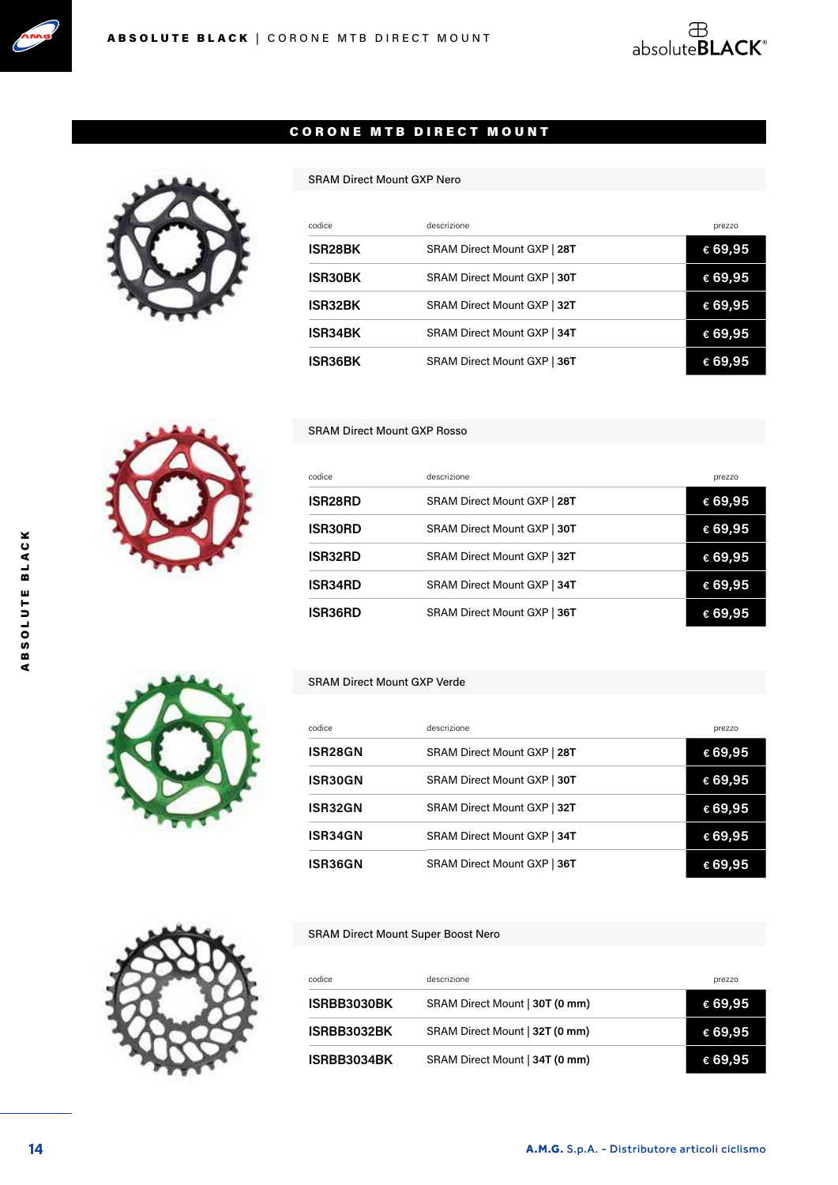# CORONE MTB DIRECT MOUNT

## SRAM Direct Mount GXP Nero

| codice | descrizione | prezzo |
|---|---|---|
| ISR28BK | SRAM Direct Mount GXP \| **28T** | € 69,95 |
| ISR30BK | SRAM Direct Mount GXP \| **30T** | € 69,95 |
| ISR32BK | SRAM Direct Mount GXP \| **32T** | € 69,95 |
| ISR34BK | SRAM Direct Mount GXP \| **34T** | € 69,95 |
| ISR36BK | SRAM Direct Mount GXP \| **36T** | € 69,95 |

## SRAM Direct Mount GXP Rosso

| codice | descrizione | prezzo |
|---|---|---|
| ISR28RD | SRAM Direct Mount GXP \| **28T** | € 69,95 |
| ISR30RD | SRAM Direct Mount GXP \| **30T** | € 69,95 |
| ISR32RD | SRAM Direct Mount GXP \| **32T** | € 69,95 |
| ISR34RD | SRAM Direct Mount GXP \| **34T** | € 69,95 |
| ISR36RD | SRAM Direct Mount GXP \| **36T** | € 69,95 |

## SRAM Direct Mount GXP Verde

| codice | descrizione | prezzo |
|---|---|---|
| ISR28GN | SRAM Direct Mount GXP \| **28T** | € 69,95 |
| ISR30GN | SRAM Direct Mount GXP \| **30T** | € 69,95 |
| ISR32GN | SRAM Direct Mount GXP \| **32T** | € 69,95 |
| ISR34GN | SRAM Direct Mount GXP \| **34T** | € 69,95 |
| ISR36GN | SRAM Direct Mount GXP \| **36T** | € 69,95 |

## SRAM Direct Mount Super Boost Nero

| codice | descrizione | prezzo |
|---|---|---|
| ISRBB3030BK | SRAM Direct Mount \| **30T (0 mm)** | € 69,95 |
| ISRBB3032BK | SRAM Direct Mount \| **32T (0 mm)** | € 69,95 |
| ISRBB3034BK | SRAM Direct Mount \| **34T (0 mm)** | € 69,95 |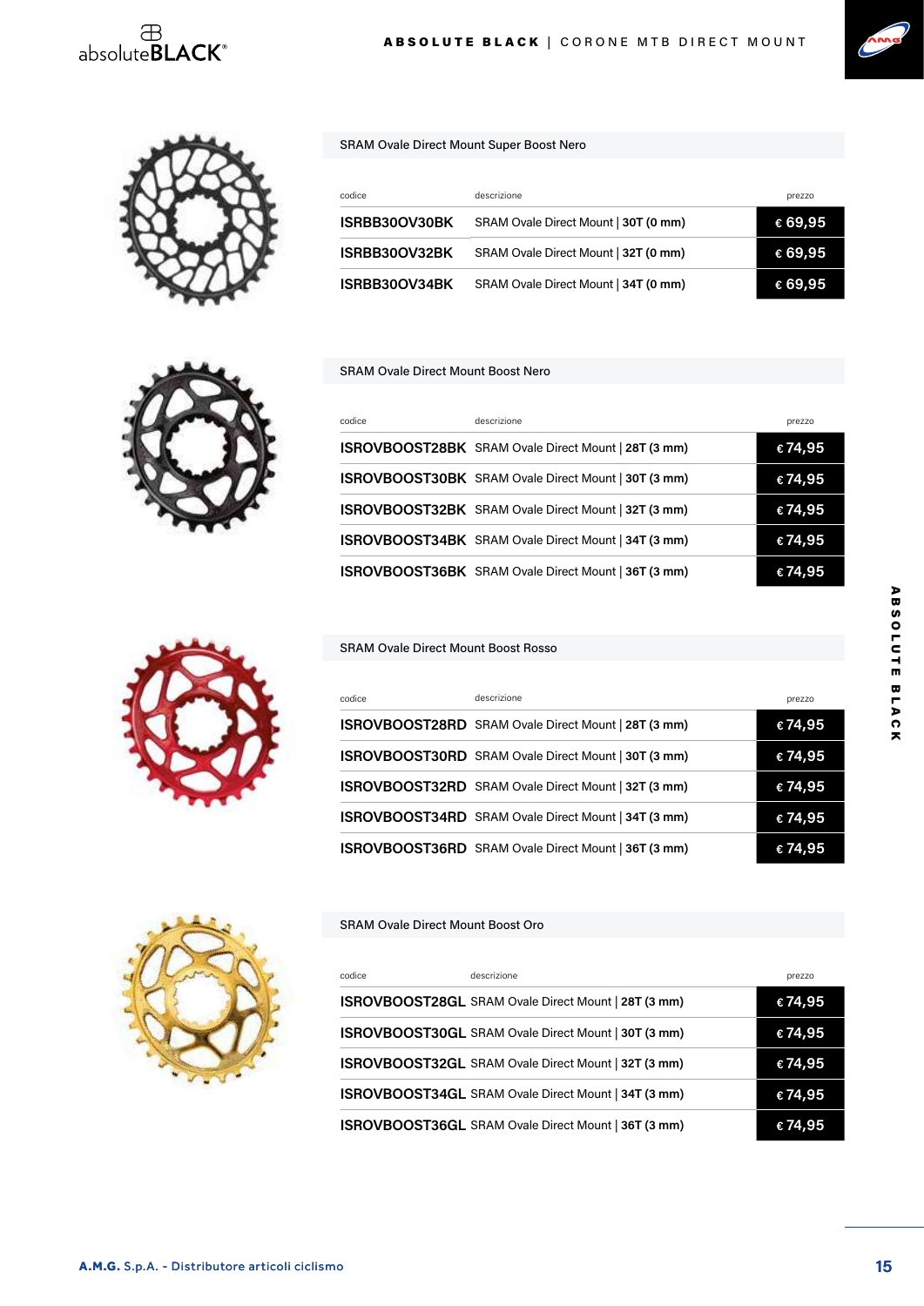## SRAM Ovale Direct Mount Super Boost Nero

| codice | descrizione | prezzo |
|---|---|---|
| ISRBB30OV30BK | SRAM Ovale Direct Mount \| **30T (0 mm)** | € 69,95 |
| ISRBB30OV32BK | SRAM Ovale Direct Mount \| **32T (0 mm)** | € 69,95 |
| ISRBB30OV34BK | SRAM Ovale Direct Mount \| **34T (0 mm)** | € 69,95 |

## SRAM Ovale Direct Mount Boost Nero

| codice | descrizione | prezzo |
|---|---|---|
| ISROVBOOST28BK | SRAM Ovale Direct Mount \| **28T (3 mm)** | € 74,95 |
| ISROVBOOST30BK | SRAM Ovale Direct Mount \| **30T (3 mm)** | € 74,95 |
| ISROVBOOST32BK | SRAM Ovale Direct Mount \| **32T (3 mm)** | € 74,95 |
| ISROVBOOST34BK | SRAM Ovale Direct Mount \| **34T (3 mm)** | € 74,95 |
| ISROVBOOST36BK | SRAM Ovale Direct Mount \| **36T (3 mm)** | € 74,95 |

## SRAM Ovale Direct Mount Boost Rosso

| codice | descrizione | prezzo |
|---|---|---|
| ISROVBOOST28RD | SRAM Ovale Direct Mount \| **28T (3 mm)** | € 74,95 |
| ISROVBOOST30RD | SRAM Ovale Direct Mount \| **30T (3 mm)** | € 74,95 |
| ISROVBOOST32RD | SRAM Ovale Direct Mount \| **32T (3 mm)** | € 74,95 |
| ISROVBOOST34RD | SRAM Ovale Direct Mount \| **34T (3 mm)** | € 74,95 |
| ISROVBOOST36RD | SRAM Ovale Direct Mount \| **36T (3 mm)** | € 74,95 |

## SRAM Ovale Direct Mount Boost Oro

| codice | descrizione | prezzo |
|---|---|---|
| ISROVBOOST28GL | SRAM Ovale Direct Mount \| **28T (3 mm)** | € 74,95 |
| ISROVBOOST30GL | SRAM Ovale Direct Mount \| **30T (3 mm)** | € 74,95 |
| ISROVBOOST32GL | SRAM Ovale Direct Mount \| **32T (3 mm)** | € 74,95 |
| ISROVBOOST34GL | SRAM Ovale Direct Mount \| **34T (3 mm)** | € 74,95 |
| ISROVBOOST36GL | SRAM Ovale Direct Mount \| **36T (3 mm)** | € 74,95 |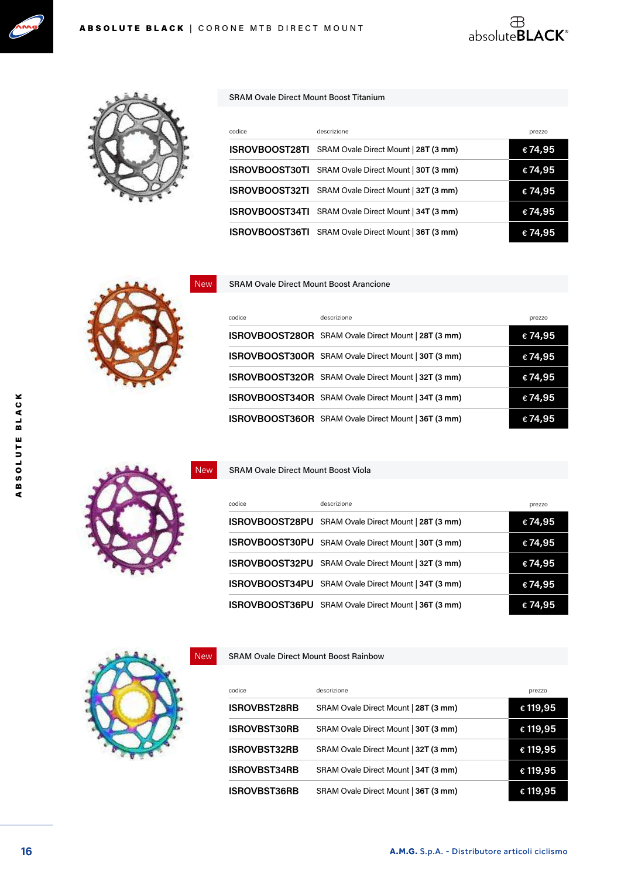## SRAM Ovale Direct Mount Boost Titanium

| codice | descrizione | prezzo |
|---|---|---|
| ISROVBOOST28TI | SRAM Ovale Direct Mount \| **28T (3 mm)** | € 74,95 |
| ISROVBOOST30TI | SRAM Ovale Direct Mount \| **30T (3 mm)** | € 74,95 |
| ISROVBOOST32TI | SRAM Ovale Direct Mount \| **32T (3 mm)** | € 74,95 |
| ISROVBOOST34TI | SRAM Ovale Direct Mount \| **34T (3 mm)** | € 74,95 |
| ISROVBOOST36TI | SRAM Ovale Direct Mount \| **36T (3 mm)** | € 74,95 |

## New — SRAM Ovale Direct Mount Boost Arancione

| codice | descrizione | prezzo |
|---|---|---|
| ISROVBOOST28OR | SRAM Ovale Direct Mount \| **28T (3 mm)** | € 74,95 |
| ISROVBOOST30OR | SRAM Ovale Direct Mount \| **30T (3 mm)** | € 74,95 |
| ISROVBOOST32OR | SRAM Ovale Direct Mount \| **32T (3 mm)** | € 74,95 |
| ISROVBOOST34OR | SRAM Ovale Direct Mount \| **34T (3 mm)** | € 74,95 |
| ISROVBOOST36OR | SRAM Ovale Direct Mount \| **36T (3 mm)** | € 74,95 |

## New — SRAM Ovale Direct Mount Boost Viola

| codice | descrizione | prezzo |
|---|---|---|
| ISROVBOOST28PU | SRAM Ovale Direct Mount \| **28T (3 mm)** | € 74,95 |
| ISROVBOOST30PU | SRAM Ovale Direct Mount \| **30T (3 mm)** | € 74,95 |
| ISROVBOOST32PU | SRAM Ovale Direct Mount \| **32T (3 mm)** | € 74,95 |
| ISROVBOOST34PU | SRAM Ovale Direct Mount \| **34T (3 mm)** | € 74,95 |
| ISROVBOOST36PU | SRAM Ovale Direct Mount \| **36T (3 mm)** | € 74,95 |

## New — SRAM Ovale Direct Mount Boost Rainbow

| codice | descrizione | prezzo |
|---|---|---|
| ISROVBST28RB | SRAM Ovale Direct Mount \| **28T (3 mm)** | € 119,95 |
| ISROVBST30RB | SRAM Ovale Direct Mount \| **30T (3 mm)** | € 119,95 |
| ISROVBST32RB | SRAM Ovale Direct Mount \| **32T (3 mm)** | € 119,95 |
| ISROVBST34RB | SRAM Ovale Direct Mount \| **34T (3 mm)** | € 119,95 |
| ISROVBST36RB | SRAM Ovale Direct Mount \| **36T (3 mm)** | € 119,95 |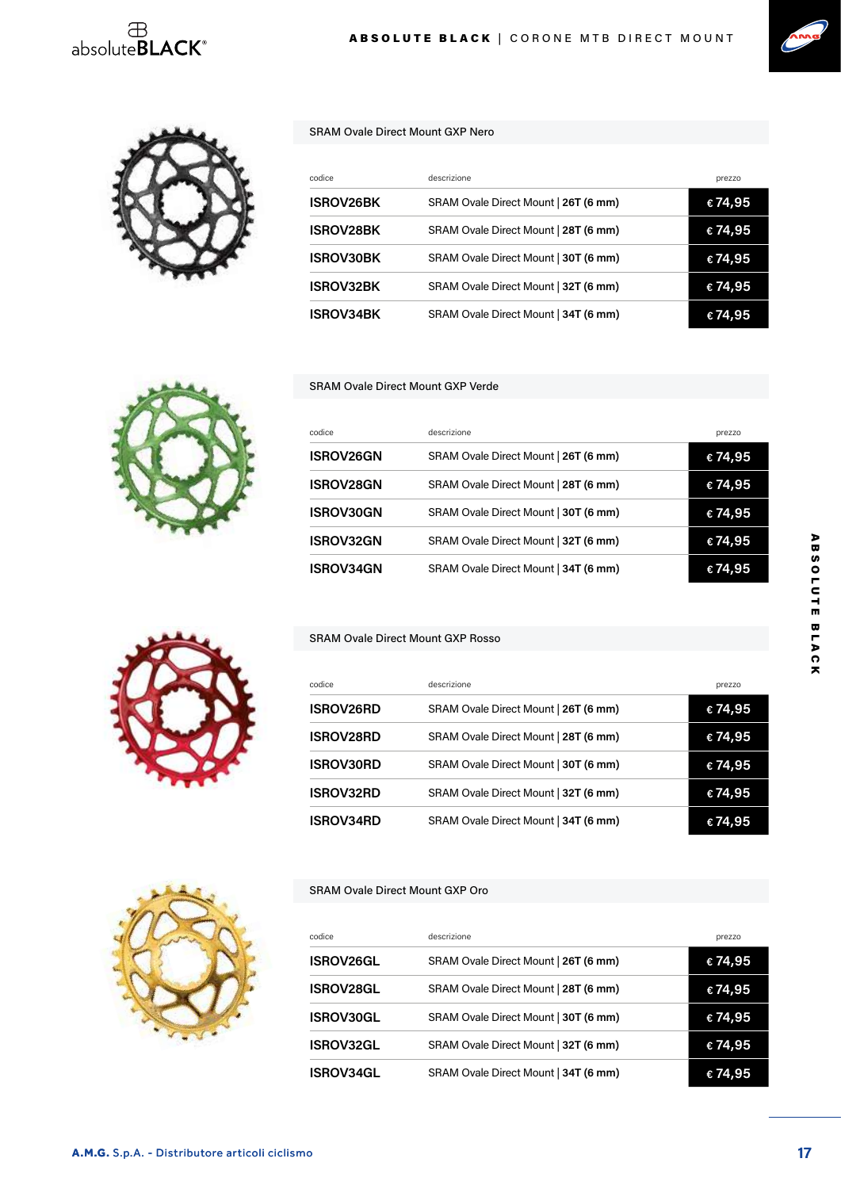## SRAM Ovale Direct Mount GXP Nero

| codice | descrizione | prezzo |
|---|---|---|
| ISROV26BK | SRAM Ovale Direct Mount \| **26T (6 mm)** | € 74,95 |
| ISROV28BK | SRAM Ovale Direct Mount \| **28T (6 mm)** | € 74,95 |
| ISROV30BK | SRAM Ovale Direct Mount \| **30T (6 mm)** | € 74,95 |
| ISROV32BK | SRAM Ovale Direct Mount \| **32T (6 mm)** | € 74,95 |
| ISROV34BK | SRAM Ovale Direct Mount \| **34T (6 mm)** | € 74,95 |

## SRAM Ovale Direct Mount GXP Verde

| codice | descrizione | prezzo |
|---|---|---|
| ISROV26GN | SRAM Ovale Direct Mount \| **26T (6 mm)** | € 74,95 |
| ISROV28GN | SRAM Ovale Direct Mount \| **28T (6 mm)** | € 74,95 |
| ISROV30GN | SRAM Ovale Direct Mount \| **30T (6 mm)** | € 74,95 |
| ISROV32GN | SRAM Ovale Direct Mount \| **32T (6 mm)** | € 74,95 |
| ISROV34GN | SRAM Ovale Direct Mount \| **34T (6 mm)** | € 74,95 |

## SRAM Ovale Direct Mount GXP Rosso

| codice | descrizione | prezzo |
|---|---|---|
| ISROV26RD | SRAM Ovale Direct Mount \| **26T (6 mm)** | € 74,95 |
| ISROV28RD | SRAM Ovale Direct Mount \| **28T (6 mm)** | € 74,95 |
| ISROV30RD | SRAM Ovale Direct Mount \| **30T (6 mm)** | € 74,95 |
| ISROV32RD | SRAM Ovale Direct Mount \| **32T (6 mm)** | € 74,95 |
| ISROV34RD | SRAM Ovale Direct Mount \| **34T (6 mm)** | € 74,95 |

## SRAM Ovale Direct Mount GXP Oro

| codice | descrizione | prezzo |
|---|---|---|
| ISROV26GL | SRAM Ovale Direct Mount \| **26T (6 mm)** | € 74,95 |
| ISROV28GL | SRAM Ovale Direct Mount \| **28T (6 mm)** | € 74,95 |
| ISROV30GL | SRAM Ovale Direct Mount \| **30T (6 mm)** | € 74,95 |
| ISROV32GL | SRAM Ovale Direct Mount \| **32T (6 mm)** | € 74,95 |
| ISROV34GL | SRAM Ovale Direct Mount \| **34T (6 mm)** | € 74,95 |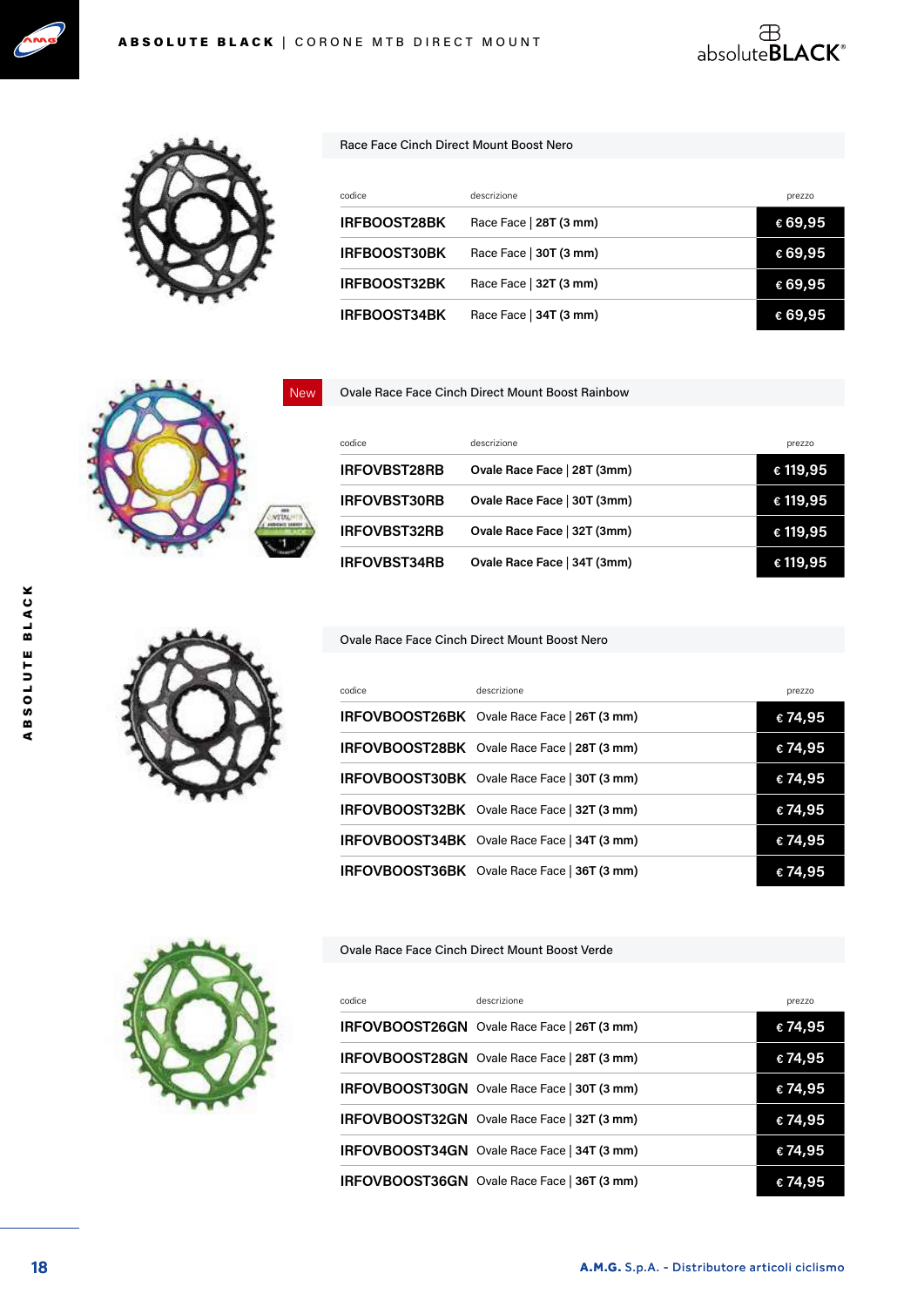## Race Face Cinch Direct Mount Boost Nero

| codice | descrizione | prezzo |
|---|---|---|
| IRFBOOST28BK | Race Face \| 28T (3 mm) | € 69,95 |
| IRFBOOST30BK | Race Face \| 30T (3 mm) | € 69,95 |
| IRFBOOST32BK | Race Face \| 32T (3 mm) | € 69,95 |
| IRFBOOST34BK | Race Face \| 34T (3 mm) | € 69,95 |

New

## Ovale Race Face Cinch Direct Mount Boost Rainbow

| codice | descrizione | prezzo |
|---|---|---|
| IRFOVBST28RB | Ovale Race Face \| 28T (3mm) | € 119,95 |
| IRFOVBST30RB | Ovale Race Face \| 30T (3mm) | € 119,95 |
| IRFOVBST32RB | Ovale Race Face \| 32T (3mm) | € 119,95 |
| IRFOVBST34RB | Ovale Race Face \| 34T (3mm) | € 119,95 |

## Ovale Race Face Cinch Direct Mount Boost Nero

| codice | descrizione | prezzo |
|---|---|---|
| IRFOVBOOST26BK | Ovale Race Face \| 26T (3 mm) | € 74,95 |
| IRFOVBOOST28BK | Ovale Race Face \| 28T (3 mm) | € 74,95 |
| IRFOVBOOST30BK | Ovale Race Face \| 30T (3 mm) | € 74,95 |
| IRFOVBOOST32BK | Ovale Race Face \| 32T (3 mm) | € 74,95 |
| IRFOVBOOST34BK | Ovale Race Face \| 34T (3 mm) | € 74,95 |
| IRFOVBOOST36BK | Ovale Race Face \| 36T (3 mm) | € 74,95 |

## Ovale Race Face Cinch Direct Mount Boost Verde

| codice | descrizione | prezzo |
|---|---|---|
| IRFOVBOOST26GN | Ovale Race Face \| 26T (3 mm) | € 74,95 |
| IRFOVBOOST28GN | Ovale Race Face \| 28T (3 mm) | € 74,95 |
| IRFOVBOOST30GN | Ovale Race Face \| 30T (3 mm) | € 74,95 |
| IRFOVBOOST32GN | Ovale Race Face \| 32T (3 mm) | € 74,95 |
| IRFOVBOOST34GN | Ovale Race Face \| 34T (3 mm) | € 74,95 |
| IRFOVBOOST36GN | Ovale Race Face \| 36T (3 mm) | € 74,95 |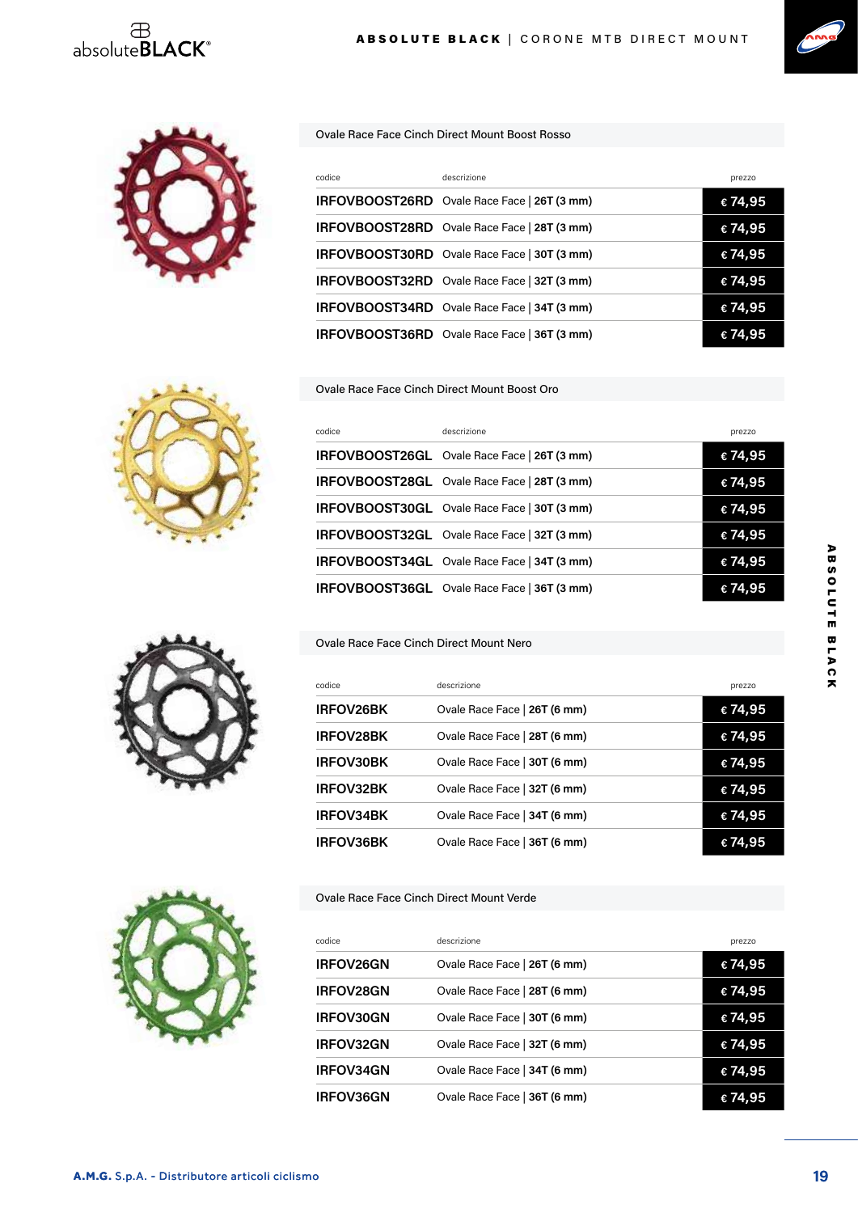## Ovale Race Face Cinch Direct Mount Boost Rosso

| codice | descrizione | prezzo |
| --- | --- | --- |
| IRFOVBOOST26RD | Ovale Race Face \| 26T (3 mm) | € 74,95 |
| IRFOVBOOST28RD | Ovale Race Face \| 28T (3 mm) | € 74,95 |
| IRFOVBOOST30RD | Ovale Race Face \| 30T (3 mm) | € 74,95 |
| IRFOVBOOST32RD | Ovale Race Face \| 32T (3 mm) | € 74,95 |
| IRFOVBOOST34RD | Ovale Race Face \| 34T (3 mm) | € 74,95 |
| IRFOVBOOST36RD | Ovale Race Face \| 36T (3 mm) | € 74,95 |

## Ovale Race Face Cinch Direct Mount Boost Oro

| codice | descrizione | prezzo |
| --- | --- | --- |
| IRFOVBOOST26GL | Ovale Race Face \| 26T (3 mm) | € 74,95 |
| IRFOVBOOST28GL | Ovale Race Face \| 28T (3 mm) | € 74,95 |
| IRFOVBOOST30GL | Ovale Race Face \| 30T (3 mm) | € 74,95 |
| IRFOVBOOST32GL | Ovale Race Face \| 32T (3 mm) | € 74,95 |
| IRFOVBOOST34GL | Ovale Race Face \| 34T (3 mm) | € 74,95 |
| IRFOVBOOST36GL | Ovale Race Face \| 36T (3 mm) | € 74,95 |

## Ovale Race Face Cinch Direct Mount Nero

| codice | descrizione | prezzo |
| --- | --- | --- |
| IRFOV26BK | Ovale Race Face \| 26T (6 mm) | € 74,95 |
| IRFOV28BK | Ovale Race Face \| 28T (6 mm) | € 74,95 |
| IRFOV30BK | Ovale Race Face \| 30T (6 mm) | € 74,95 |
| IRFOV32BK | Ovale Race Face \| 32T (6 mm) | € 74,95 |
| IRFOV34BK | Ovale Race Face \| 34T (6 mm) | € 74,95 |
| IRFOV36BK | Ovale Race Face \| 36T (6 mm) | € 74,95 |

## Ovale Race Face Cinch Direct Mount Verde

| codice | descrizione | prezzo |
| --- | --- | --- |
| IRFOV26GN | Ovale Race Face \| 26T (6 mm) | € 74,95 |
| IRFOV28GN | Ovale Race Face \| 28T (6 mm) | € 74,95 |
| IRFOV30GN | Ovale Race Face \| 30T (6 mm) | € 74,95 |
| IRFOV32GN | Ovale Race Face \| 32T (6 mm) | € 74,95 |
| IRFOV34GN | Ovale Race Face \| 34T (6 mm) | € 74,95 |
| IRFOV36GN | Ovale Race Face \| 36T (6 mm) | € 74,95 |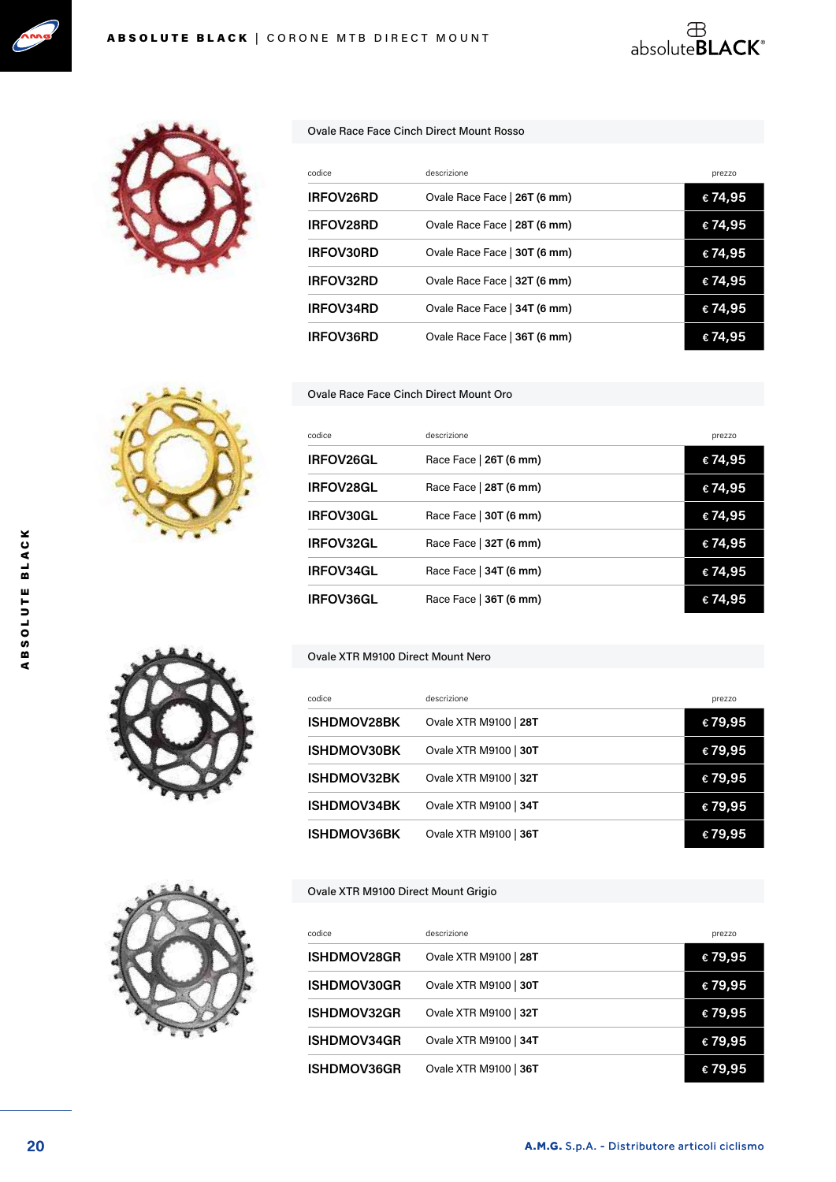## Ovale Race Face Cinch Direct Mount Rosso

| codice | descrizione | prezzo |
|---|---|---|
| IRFOV26RD | Ovale Race Face \| **26T (6 mm)** | € 74,95 |
| IRFOV28RD | Ovale Race Face \| **28T (6 mm)** | € 74,95 |
| IRFOV30RD | Ovale Race Face \| **30T (6 mm)** | € 74,95 |
| IRFOV32RD | Ovale Race Face \| **32T (6 mm)** | € 74,95 |
| IRFOV34RD | Ovale Race Face \| **34T (6 mm)** | € 74,95 |
| IRFOV36RD | Ovale Race Face \| **36T (6 mm)** | € 74,95 |

## Ovale Race Face Cinch Direct Mount Oro

| codice | descrizione | prezzo |
|---|---|---|
| IRFOV26GL | Race Face \| **26T (6 mm)** | € 74,95 |
| IRFOV28GL | Race Face \| **28T (6 mm)** | € 74,95 |
| IRFOV30GL | Race Face \| **30T (6 mm)** | € 74,95 |
| IRFOV32GL | Race Face \| **32T (6 mm)** | € 74,95 |
| IRFOV34GL | Race Face \| **34T (6 mm)** | € 74,95 |
| IRFOV36GL | Race Face \| **36T (6 mm)** | € 74,95 |

## Ovale XTR M9100 Direct Mount Nero

| codice | descrizione | prezzo |
|---|---|---|
| ISHDMOV28BK | Ovale XTR M9100 \| **28T** | € 79,95 |
| ISHDMOV30BK | Ovale XTR M9100 \| **30T** | € 79,95 |
| ISHDMOV32BK | Ovale XTR M9100 \| **32T** | € 79,95 |
| ISHDMOV34BK | Ovale XTR M9100 \| **34T** | € 79,95 |
| ISHDMOV36BK | Ovale XTR M9100 \| **36T** | € 79,95 |

## Ovale XTR M9100 Direct Mount Grigio

| codice | descrizione | prezzo |
|---|---|---|
| ISHDMOV28GR | Ovale XTR M9100 \| **28T** | € 79,95 |
| ISHDMOV30GR | Ovale XTR M9100 \| **30T** | € 79,95 |
| ISHDMOV32GR | Ovale XTR M9100 \| **32T** | € 79,95 |
| ISHDMOV34GR | Ovale XTR M9100 \| **34T** | € 79,95 |
| ISHDMOV36GR | Ovale XTR M9100 \| **36T** | € 79,95 |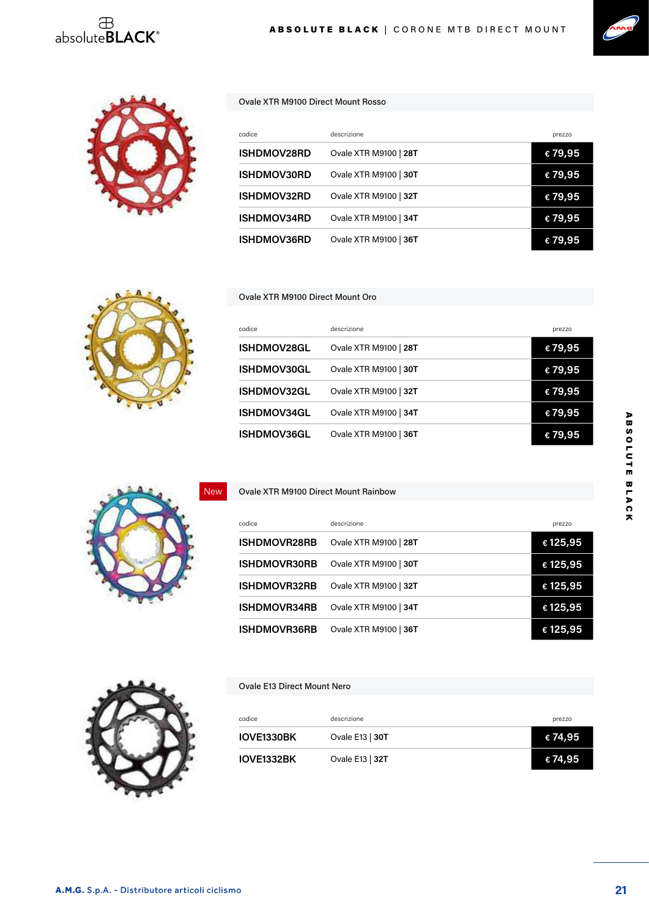## Ovale XTR M9100 Direct Mount Rosso

| codice | descrizione | prezzo |
|---|---|---|
| ISHDMOV28RD | Ovale XTR M9100 \| **28T** | € 79,95 |
| ISHDMOV30RD | Ovale XTR M9100 \| **30T** | € 79,95 |
| ISHDMOV32RD | Ovale XTR M9100 \| **32T** | € 79,95 |
| ISHDMOV34RD | Ovale XTR M9100 \| **34T** | € 79,95 |
| ISHDMOV36RD | Ovale XTR M9100 \| **36T** | € 79,95 |

## Ovale XTR M9100 Direct Mount Oro

| codice | descrizione | prezzo |
|---|---|---|
| ISHDMOV28GL | Ovale XTR M9100 \| **28T** | € 79,95 |
| ISHDMOV30GL | Ovale XTR M9100 \| **30T** | € 79,95 |
| ISHDMOV32GL | Ovale XTR M9100 \| **32T** | € 79,95 |
| ISHDMOV34GL | Ovale XTR M9100 \| **34T** | € 79,95 |
| ISHDMOV36GL | Ovale XTR M9100 \| **36T** | € 79,95 |

## New – Ovale XTR M9100 Direct Mount Rainbow

| codice | descrizione | prezzo |
|---|---|---|
| ISHDMOVR28RB | Ovale XTR M9100 \| **28T** | € 125,95 |
| ISHDMOVR30RB | Ovale XTR M9100 \| **30T** | € 125,95 |
| ISHDMOVR32RB | Ovale XTR M9100 \| **32T** | € 125,95 |
| ISHDMOVR34RB | Ovale XTR M9100 \| **34T** | € 125,95 |
| ISHDMOVR36RB | Ovale XTR M9100 \| **36T** | € 125,95 |

## Ovale E13 Direct Mount Nero

| codice | descrizione | prezzo |
|---|---|---|
| IOVE1330BK | Ovale E13 \| **30T** | € 74,95 |
| IOVE1332BK | Ovale E13 \| **32T** | € 74,95 |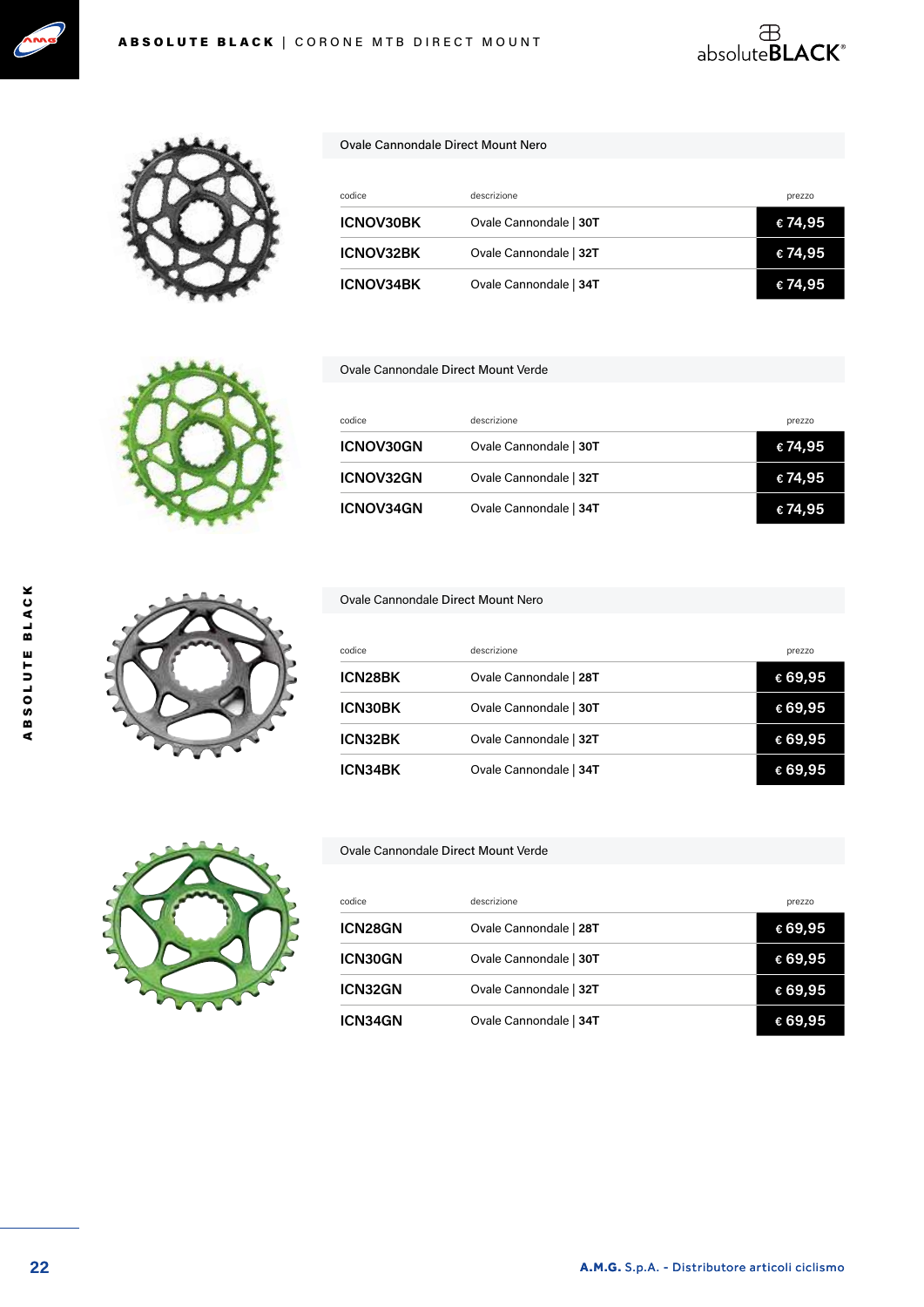## Ovale Cannondale Direct Mount Nero

| codice | descrizione | prezzo |
|---|---|---|
| ICNOV30BK | Ovale Cannondale \| 30T | € 74,95 |
| ICNOV32BK | Ovale Cannondale \| 32T | € 74,95 |
| ICNOV34BK | Ovale Cannondale \| 34T | € 74,95 |

## Ovale Cannondale Direct Mount Verde

| codice | descrizione | prezzo |
|---|---|---|
| ICNOV30GN | Ovale Cannondale \| 30T | € 74,95 |
| ICNOV32GN | Ovale Cannondale \| 32T | € 74,95 |
| ICNOV34GN | Ovale Cannondale \| 34T | € 74,95 |

## Ovale Cannondale Direct Mount Nero

| codice | descrizione | prezzo |
|---|---|---|
| ICN28BK | Ovale Cannondale \| 28T | € 69,95 |
| ICN30BK | Ovale Cannondale \| 30T | € 69,95 |
| ICN32BK | Ovale Cannondale \| 32T | € 69,95 |
| ICN34BK | Ovale Cannondale \| 34T | € 69,95 |

## Ovale Cannondale Direct Mount Verde

| codice | descrizione | prezzo |
|---|---|---|
| ICN28GN | Ovale Cannondale \| 28T | € 69,95 |
| ICN30GN | Ovale Cannondale \| 30T | € 69,95 |
| ICN32GN | Ovale Cannondale \| 32T | € 69,95 |
| ICN34GN | Ovale Cannondale \| 34T | € 69,95 |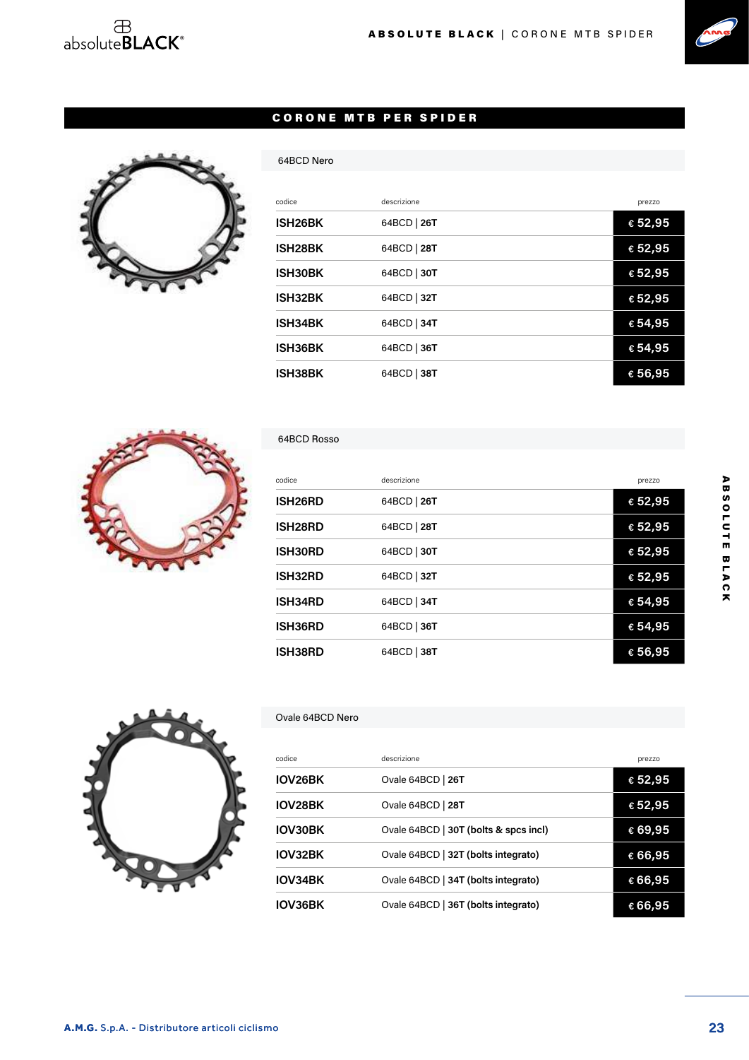## CORONE MTB PER SPIDER

### 64BCD Nero

| codice | descrizione | prezzo |
|---|---|---|
| ISH26BK | 64BCD \| **26T** | € 52,95 |
| ISH28BK | 64BCD \| **28T** | € 52,95 |
| ISH30BK | 64BCD \| **30T** | € 52,95 |
| ISH32BK | 64BCD \| **32T** | € 52,95 |
| ISH34BK | 64BCD \| **34T** | € 54,95 |
| ISH36BK | 64BCD \| **36T** | € 54,95 |
| ISH38BK | 64BCD \| **38T** | € 56,95 |

### 64BCD Rosso

| codice | descrizione | prezzo |
|---|---|---|
| ISH26RD | 64BCD \| **26T** | € 52,95 |
| ISH28RD | 64BCD \| **28T** | € 52,95 |
| ISH30RD | 64BCD \| **30T** | € 52,95 |
| ISH32RD | 64BCD \| **32T** | € 52,95 |
| ISH34RD | 64BCD \| **34T** | € 54,95 |
| ISH36RD | 64BCD \| **36T** | € 54,95 |
| ISH38RD | 64BCD \| **38T** | € 56,95 |

### Ovale 64BCD Nero

| codice | descrizione | prezzo |
|---|---|---|
| IOV26BK | Ovale 64BCD \| **26T** | € 52,95 |
| IOV28BK | Ovale 64BCD \| **28T** | € 52,95 |
| IOV30BK | Ovale 64BCD \| **30T (bolts & spcs incl)** | € 69,95 |
| IOV32BK | Ovale 64BCD \| **32T (bolts integrato)** | € 66,95 |
| IOV34BK | Ovale 64BCD \| **34T (bolts integrato)** | € 66,95 |
| IOV36BK | Ovale 64BCD \| **36T (bolts integrato)** | € 66,95 |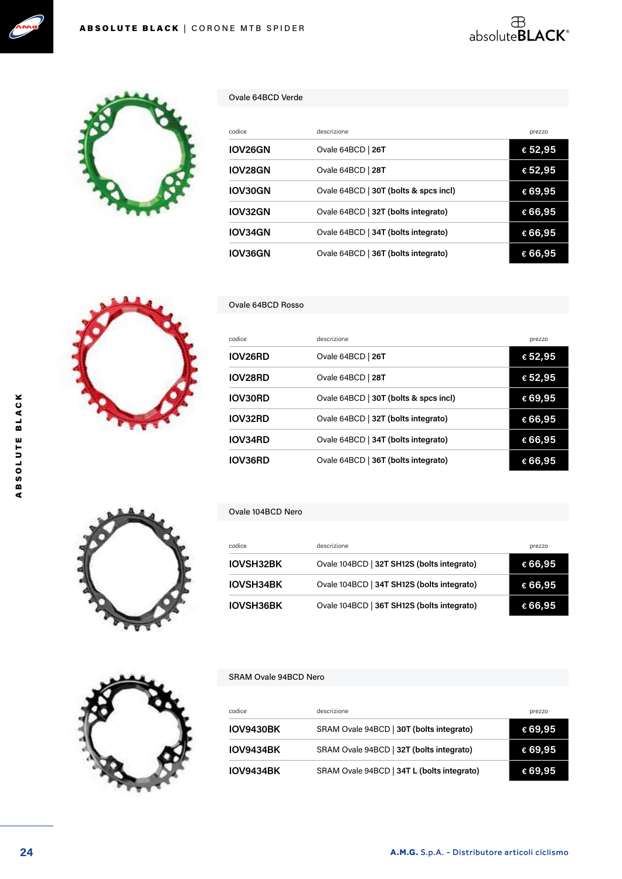## Ovale 64BCD Verde

| codice | descrizione | prezzo |
|---|---|---|
| **IOV26GN** | Ovale 64BCD \| **26T** | **€ 52,95** |
| **IOV28GN** | Ovale 64BCD \| **28T** | **€ 52,95** |
| **IOV30GN** | Ovale 64BCD \| **30T (bolts & spcs incl)** | **€ 69,95** |
| **IOV32GN** | Ovale 64BCD \| **32T (bolts integrato)** | **€ 66,95** |
| **IOV34GN** | Ovale 64BCD \| **34T (bolts integrato)** | **€ 66,95** |
| **IOV36GN** | Ovale 64BCD \| **36T (bolts integrato)** | **€ 66,95** |

## Ovale 64BCD Rosso

| codice | descrizione | prezzo |
|---|---|---|
| **IOV26RD** | Ovale 64BCD \| **26T** | **€ 52,95** |
| **IOV28RD** | Ovale 64BCD \| **28T** | **€ 52,95** |
| **IOV30RD** | Ovale 64BCD \| **30T (bolts & spcs incl)** | **€ 69,95** |
| **IOV32RD** | Ovale 64BCD \| **32T (bolts integrato)** | **€ 66,95** |
| **IOV34RD** | Ovale 64BCD \| **34T (bolts integrato)** | **€ 66,95** |
| **IOV36RD** | Ovale 64BCD \| **36T (bolts integrato)** | **€ 66,95** |

## Ovale 104BCD Nero

| codice | descrizione | prezzo |
|---|---|---|
| **IOVSH32BK** | Ovale 104BCD \| **32T SH12S (bolts integrato)** | **€ 66,95** |
| **IOVSH34BK** | Ovale 104BCD \| **34T SH12S (bolts integrato)** | **€ 66,95** |
| **IOVSH36BK** | Ovale 104BCD \| **36T SH12S (bolts integrato)** | **€ 66,95** |

## SRAM Ovale 94BCD Nero

| codice | descrizione | prezzo |
|---|---|---|
| **IOV9430BK** | SRAM Ovale 94BCD \| **30T (bolts integrato)** | **€ 69,95** |
| **IOV9434BK** | SRAM Ovale 94BCD \| **32T (bolts integrato)** | **€ 69,95** |
| **IOV9434BK** | SRAM Ovale 94BCD \| **34T L (bolts integrato)** | **€ 69,95** |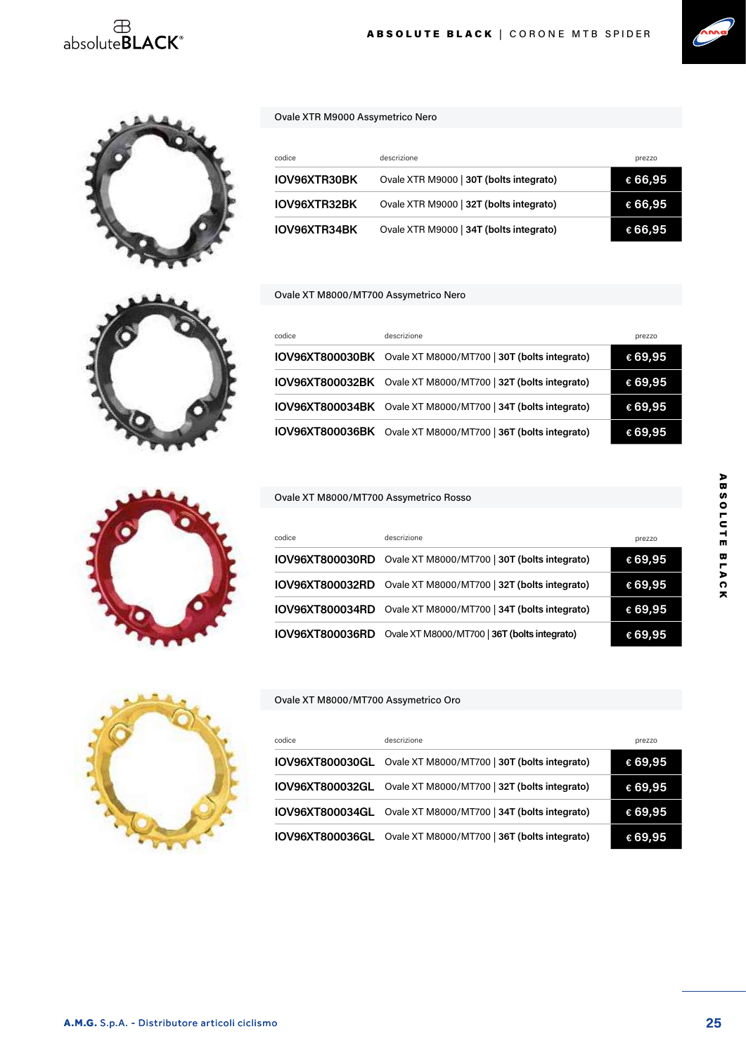## Ovale XTR M9000 Assymetrico Nero

| codice | descrizione | prezzo |
|---|---|---|
| **IOV96XTR30BK** | Ovale XTR M9000 \| **30T (bolts integrato)** | **€ 66,95** |
| **IOV96XTR32BK** | Ovale XTR M9000 \| **32T (bolts integrato)** | **€ 66,95** |
| **IOV96XTR34BK** | Ovale XTR M9000 \| **34T (bolts integrato)** | **€ 66,95** |

## Ovale XT M8000/MT700 Assymetrico Nero

| codice | descrizione | prezzo |
|---|---|---|
| **IOV96XT800030BK** | Ovale XT M8000/MT700 \| **30T (bolts integrato)** | **€ 69,95** |
| **IOV96XT800032BK** | Ovale XT M8000/MT700 \| **32T (bolts integrato)** | **€ 69,95** |
| **IOV96XT800034BK** | Ovale XT M8000/MT700 \| **34T (bolts integrato)** | **€ 69,95** |
| **IOV96XT800036BK** | Ovale XT M8000/MT700 \| **36T (bolts integrato)** | **€ 69,95** |

## Ovale XT M8000/MT700 Assymetrico Rosso

| codice | descrizione | prezzo |
|---|---|---|
| **IOV96XT800030RD** | Ovale XT M8000/MT700 \| **30T (bolts integrato)** | **€ 69,95** |
| **IOV96XT800032RD** | Ovale XT M8000/MT700 \| **32T (bolts integrato)** | **€ 69,95** |
| **IOV96XT800034RD** | Ovale XT M8000/MT700 \| **34T (bolts integrato)** | **€ 69,95** |
| **IOV96XT800036RD** | Ovale XT M8000/MT700 \| **36T (bolts integrato)** | **€ 69,95** |

## Ovale XT M8000/MT700 Assymetrico Oro

| codice | descrizione | prezzo |
|---|---|---|
| **IOV96XT800030GL** | Ovale XT M8000/MT700 \| **30T (bolts integrato)** | **€ 69,95** |
| **IOV96XT800032GL** | Ovale XT M8000/MT700 \| **32T (bolts integrato)** | **€ 69,95** |
| **IOV96XT800034GL** | Ovale XT M8000/MT700 \| **34T (bolts integrato)** | **€ 69,95** |
| **IOV96XT800036GL** | Ovale XT M8000/MT700 \| **36T (bolts integrato)** | **€ 69,95** |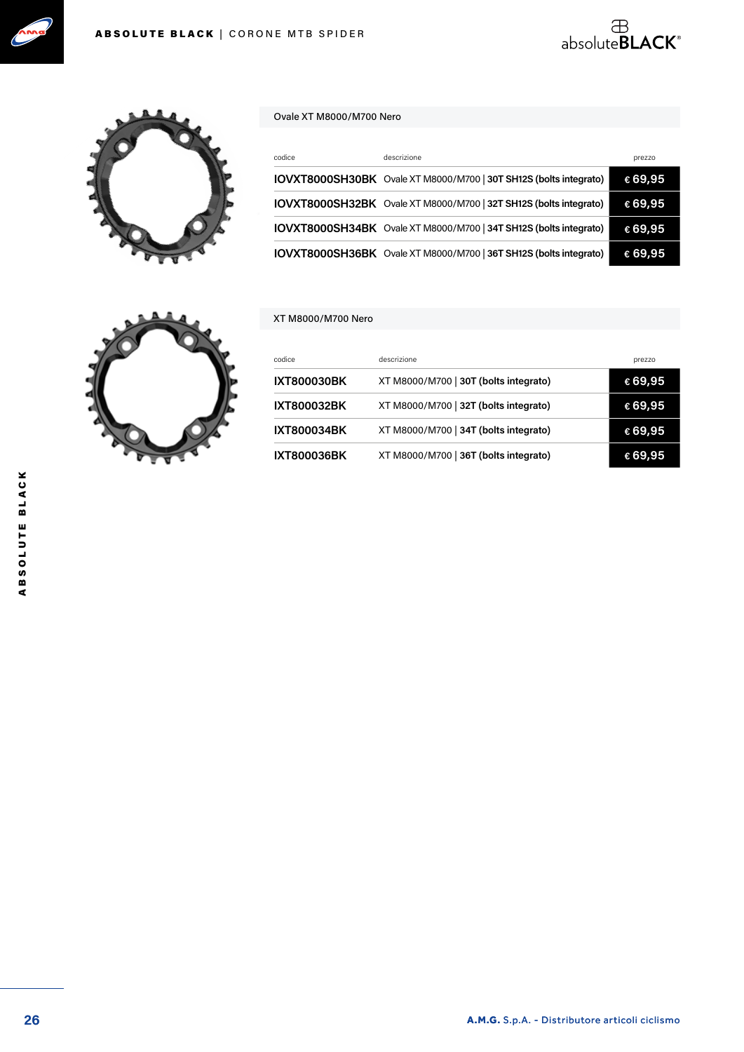## Ovale XT M8000/M700 Nero

| codice | descrizione | prezzo |
|---|---|---|
| **IOVXT8000SH30BK** | Ovale XT M8000/M700 \| **30T SH12S (bolts integrato)** | € 69,95 |
| **IOVXT8000SH32BK** | Ovale XT M8000/M700 \| **32T SH12S (bolts integrato)** | € 69,95 |
| **IOVXT8000SH34BK** | Ovale XT M8000/M700 \| **34T SH12S (bolts integrato)** | € 69,95 |
| **IOVXT8000SH36BK** | Ovale XT M8000/M700 \| **36T SH12S (bolts integrato)** | € 69,95 |

## XT M8000/M700 Nero

| codice | descrizione | prezzo |
|---|---|---|
| **IXT800030BK** | XT M8000/M700 \| **30T (bolts integrato)** | € 69,95 |
| **IXT800032BK** | XT M8000/M700 \| **32T (bolts integrato)** | € 69,95 |
| **IXT800034BK** | XT M8000/M700 \| **34T (bolts integrato)** | € 69,95 |
| **IXT800036BK** | XT M8000/M700 \| **36T (bolts integrato)** | € 69,95 |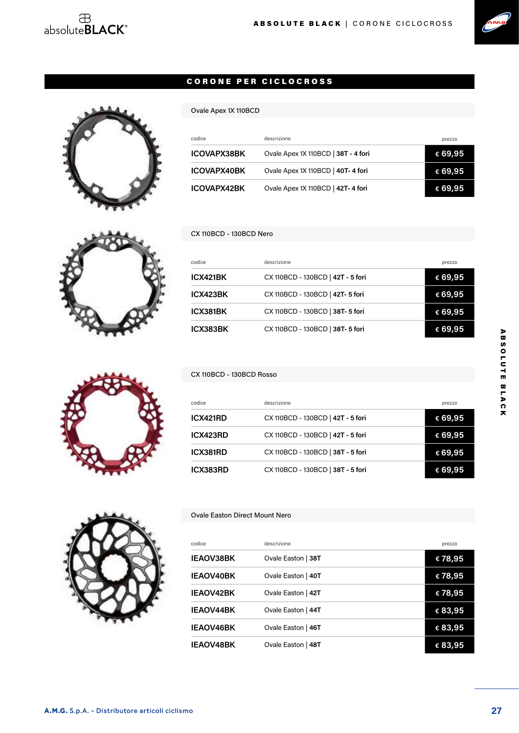## CORONE PER CICLOCROSS

### Ovale Apex 1X 110BCD

| codice | descrizione | prezzo |
|---|---|---|
| ICOVAPX38BK | Ovale Apex 1X 110BCD \| **38T - 4 fori** | € 69,95 |
| ICOVAPX40BK | Ovale Apex 1X 110BCD \| **40T- 4 fori** | € 69,95 |
| ICOVAPX42BK | Ovale Apex 1X 110BCD \| **42T- 4 fori** | € 69,95 |

### CX 110BCD - 130BCD Nero

| codice | descrizione | prezzo |
|---|---|---|
| ICX421BK | CX 110BCD - 130BCD \| **42T - 5 fori** | € 69,95 |
| ICX423BK | CX 110BCD - 130BCD \| **42T- 5 fori** | € 69,95 |
| ICX381BK | CX 110BCD - 130BCD \| **38T- 5 fori** | € 69,95 |
| ICX383BK | CX 110BCD - 130BCD \| **38T- 5 fori** | € 69,95 |

### CX 110BCD - 130BCD Rosso

| codice | descrizione | prezzo |
|---|---|---|
| ICX421RD | CX 110BCD - 130BCD \| **42T - 5 fori** | € 69,95 |
| ICX423RD | CX 110BCD - 130BCD \| **42T - 5 fori** | € 69,95 |
| ICX381RD | CX 110BCD - 130BCD \| **38T - 5 fori** | € 69,95 |
| ICX383RD | CX 110BCD - 130BCD \| **38T - 5 fori** | € 69,95 |

### Ovale Easton Direct Mount Nero

| codice | descrizione | prezzo |
|---|---|---|
| IEAOV38BK | Ovale Easton \| **38T** | € 78,95 |
| IEAOV40BK | Ovale Easton \| **40T** | € 78,95 |
| IEAOV42BK | Ovale Easton \| **42T** | € 78,95 |
| IEAOV44BK | Ovale Easton \| **44T** | € 83,95 |
| IEAOV46BK | Ovale Easton \| **46T** | € 83,95 |
| IEAOV48BK | Ovale Easton \| **48T** | € 83,95 |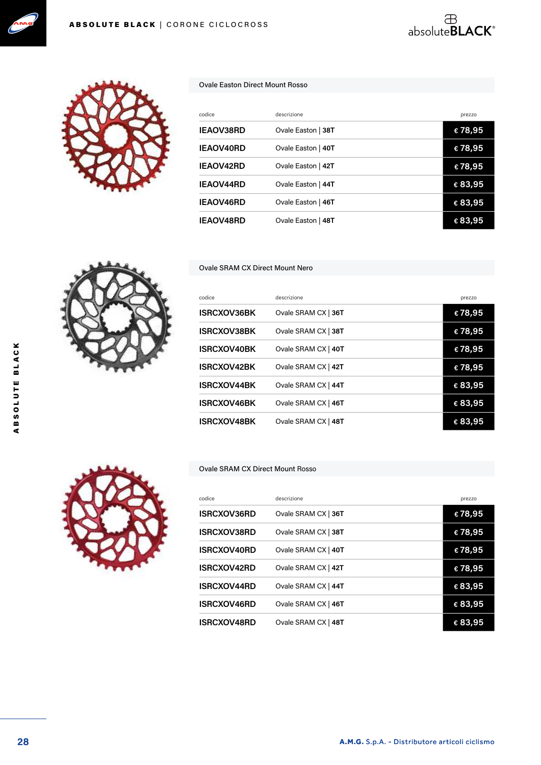## Ovale Easton Direct Mount Rosso

| codice | descrizione | prezzo |
|---|---|---|
| IEAOV38RD | Ovale Easton \| **38T** | € 78,95 |
| IEAOV40RD | Ovale Easton \| **40T** | € 78,95 |
| IEAOV42RD | Ovale Easton \| **42T** | € 78,95 |
| IEAOV44RD | Ovale Easton \| **44T** | € 83,95 |
| IEAOV46RD | Ovale Easton \| **46T** | € 83,95 |
| IEAOV48RD | Ovale Easton \| **48T** | € 83,95 |

## Ovale SRAM CX Direct Mount Nero

| codice | descrizione | prezzo |
|---|---|---|
| ISRCXOV36BK | Ovale SRAM CX \| **36T** | € 78,95 |
| ISRCXOV38BK | Ovale SRAM CX \| **38T** | € 78,95 |
| ISRCXOV40BK | Ovale SRAM CX \| **40T** | € 78,95 |
| ISRCXOV42BK | Ovale SRAM CX \| **42T** | € 78,95 |
| ISRCXOV44BK | Ovale SRAM CX \| **44T** | € 83,95 |
| ISRCXOV46BK | Ovale SRAM CX \| **46T** | € 83,95 |
| ISRCXOV48BK | Ovale SRAM CX \| **48T** | € 83,95 |

## Ovale SRAM CX Direct Mount Rosso

| codice | descrizione | prezzo |
|---|---|---|
| ISRCXOV36RD | Ovale SRAM CX \| **36T** | € 78,95 |
| ISRCXOV38RD | Ovale SRAM CX \| **38T** | € 78,95 |
| ISRCXOV40RD | Ovale SRAM CX \| **40T** | € 78,95 |
| ISRCXOV42RD | Ovale SRAM CX \| **42T** | € 78,95 |
| ISRCXOV44RD | Ovale SRAM CX \| **44T** | € 83,95 |
| ISRCXOV46RD | Ovale SRAM CX \| **46T** | € 83,95 |
| ISRCXOV48RD | Ovale SRAM CX \| **48T** | € 83,95 |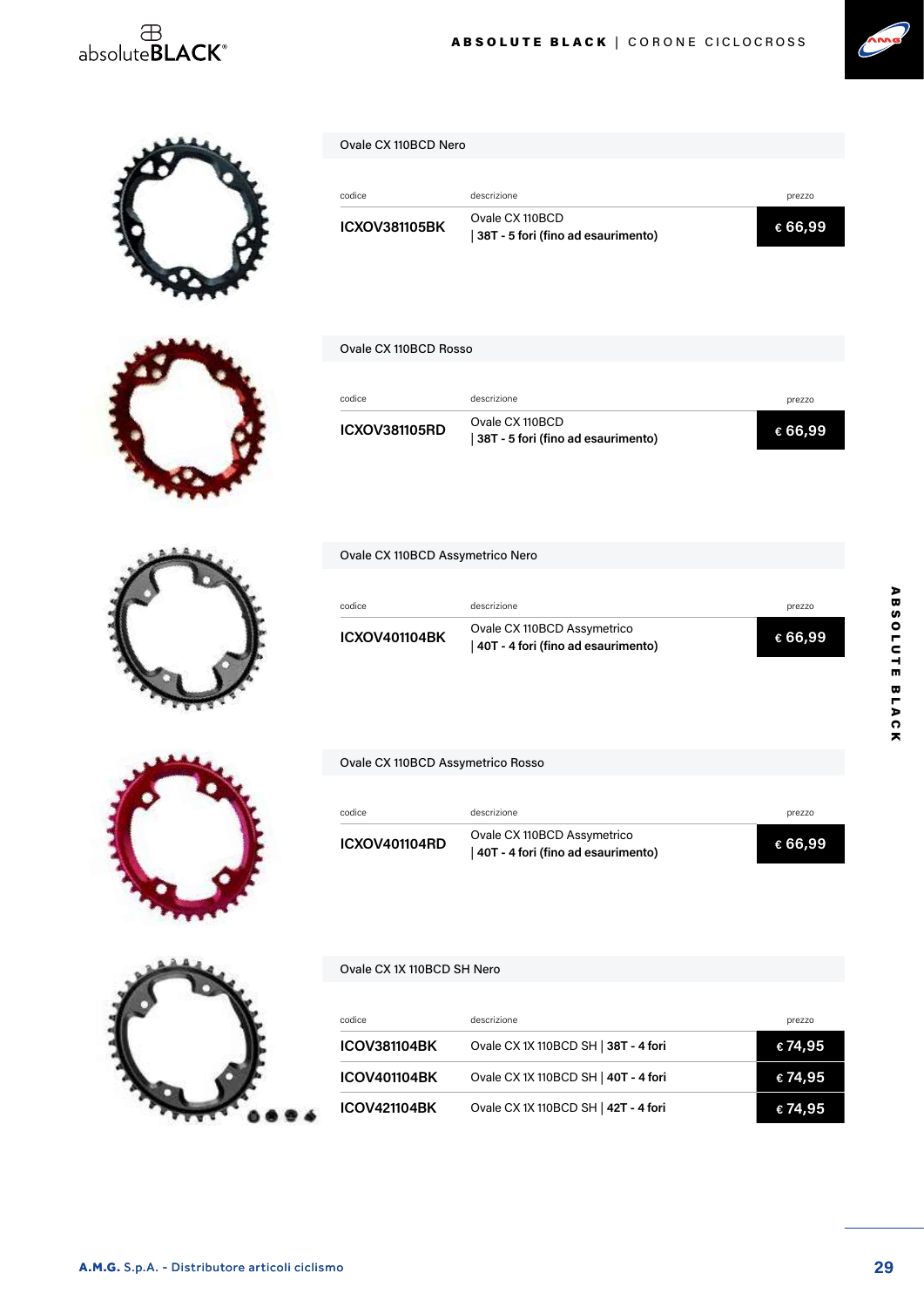## Ovale CX 110BCD Nero

| codice | descrizione | prezzo |
|---|---|---|
| **ICXOV381105BK** | Ovale CX 110BCD **\| 38T - 5 fori (fino ad esaurimento)** | **€ 66,99** |

## Ovale CX 110BCD Rosso

| codice | descrizione | prezzo |
|---|---|---|
| **ICXOV381105RD** | Ovale CX 110BCD **\| 38T - 5 fori (fino ad esaurimento)** | **€ 66,99** |

## Ovale CX 110BCD Assymetrico Nero

| codice | descrizione | prezzo |
|---|---|---|
| **ICXOV401104BK** | Ovale CX 110BCD Assymetrico **\| 40T - 4 fori (fino ad esaurimento)** | **€ 66,99** |

## Ovale CX 110BCD Assymetrico Rosso

| codice | descrizione | prezzo |
|---|---|---|
| **ICXOV401104RD** | Ovale CX 110BCD Assymetrico **\| 40T - 4 fori (fino ad esaurimento)** | **€ 66,99** |

## Ovale CX 1X 110BCD SH Nero

| codice | descrizione | prezzo |
|---|---|---|
| **ICOV381104BK** | Ovale CX 1X 110BCD SH \| **38T - 4 fori** | **€ 74,95** |
| **ICOV401104BK** | Ovale CX 1X 110BCD SH \| **40T - 4 fori** | **€ 74,95** |
| **ICOV421104BK** | Ovale CX 1X 110BCD SH \| **42T - 4 fori** | **€ 74,95** |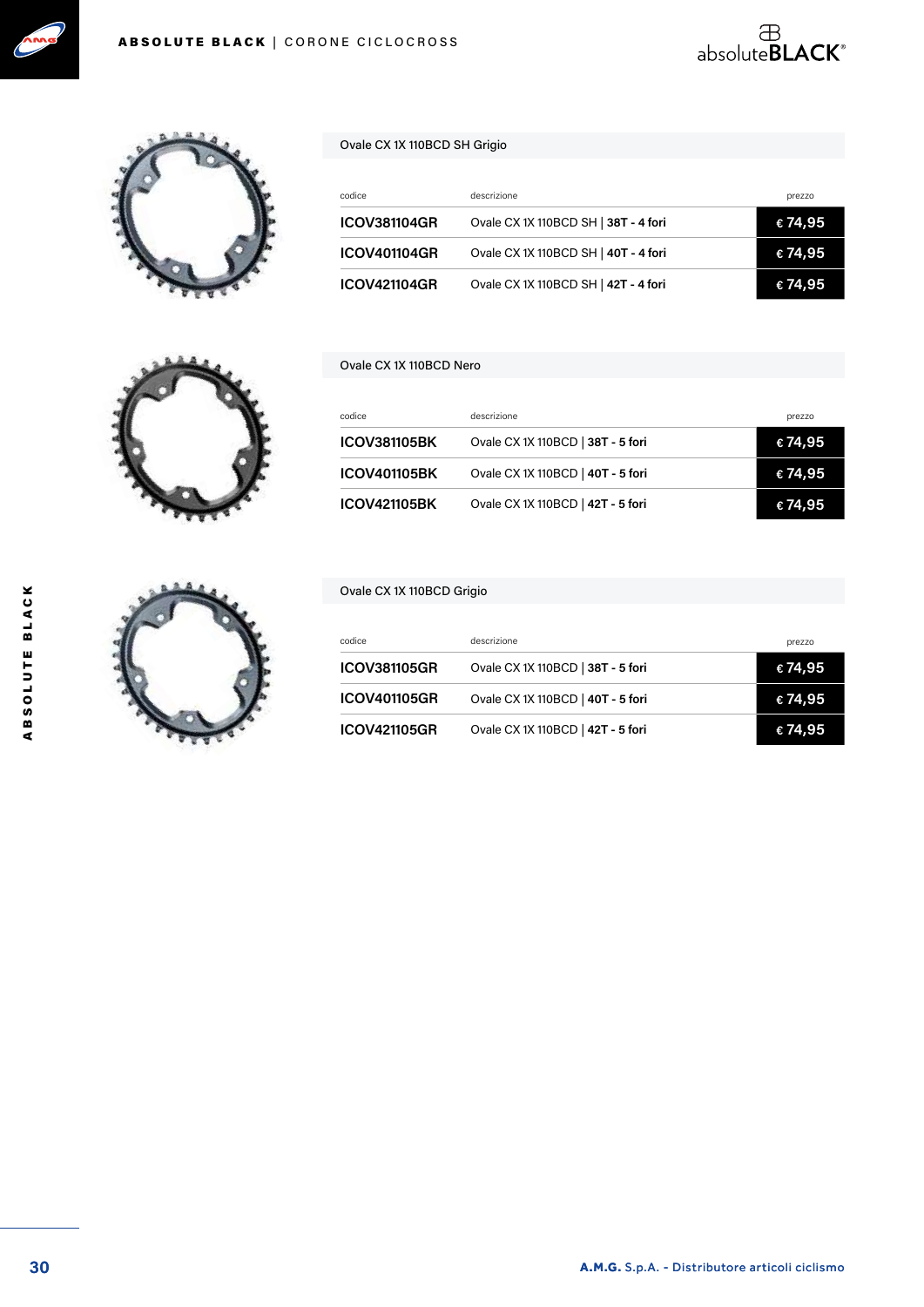## Ovale CX 1X 110BCD SH Grigio

| codice | descrizione | prezzo |
|---|---|---|
| ICOV381104GR | Ovale CX 1X 110BCD SH \| **38T - 4 fori** | € 74,95 |
| ICOV401104GR | Ovale CX 1X 110BCD SH \| **40T - 4 fori** | € 74,95 |
| ICOV421104GR | Ovale CX 1X 110BCD SH \| **42T - 4 fori** | € 74,95 |

## Ovale CX 1X 110BCD Nero

| codice | descrizione | prezzo |
|---|---|---|
| ICOV381105BK | Ovale CX 1X 110BCD \| **38T - 5 fori** | € 74,95 |
| ICOV401105BK | Ovale CX 1X 110BCD \| **40T - 5 fori** | € 74,95 |
| ICOV421105BK | Ovale CX 1X 110BCD \| **42T - 5 fori** | € 74,95 |

## Ovale CX 1X 110BCD Grigio

| codice | descrizione | prezzo |
|---|---|---|
| ICOV381105GR | Ovale CX 1X 110BCD \| **38T - 5 fori** | € 74,95 |
| ICOV401105GR | Ovale CX 1X 110BCD \| **40T - 5 fori** | € 74,95 |
| ICOV421105GR | Ovale CX 1X 110BCD \| **42T - 5 fori** | € 74,95 |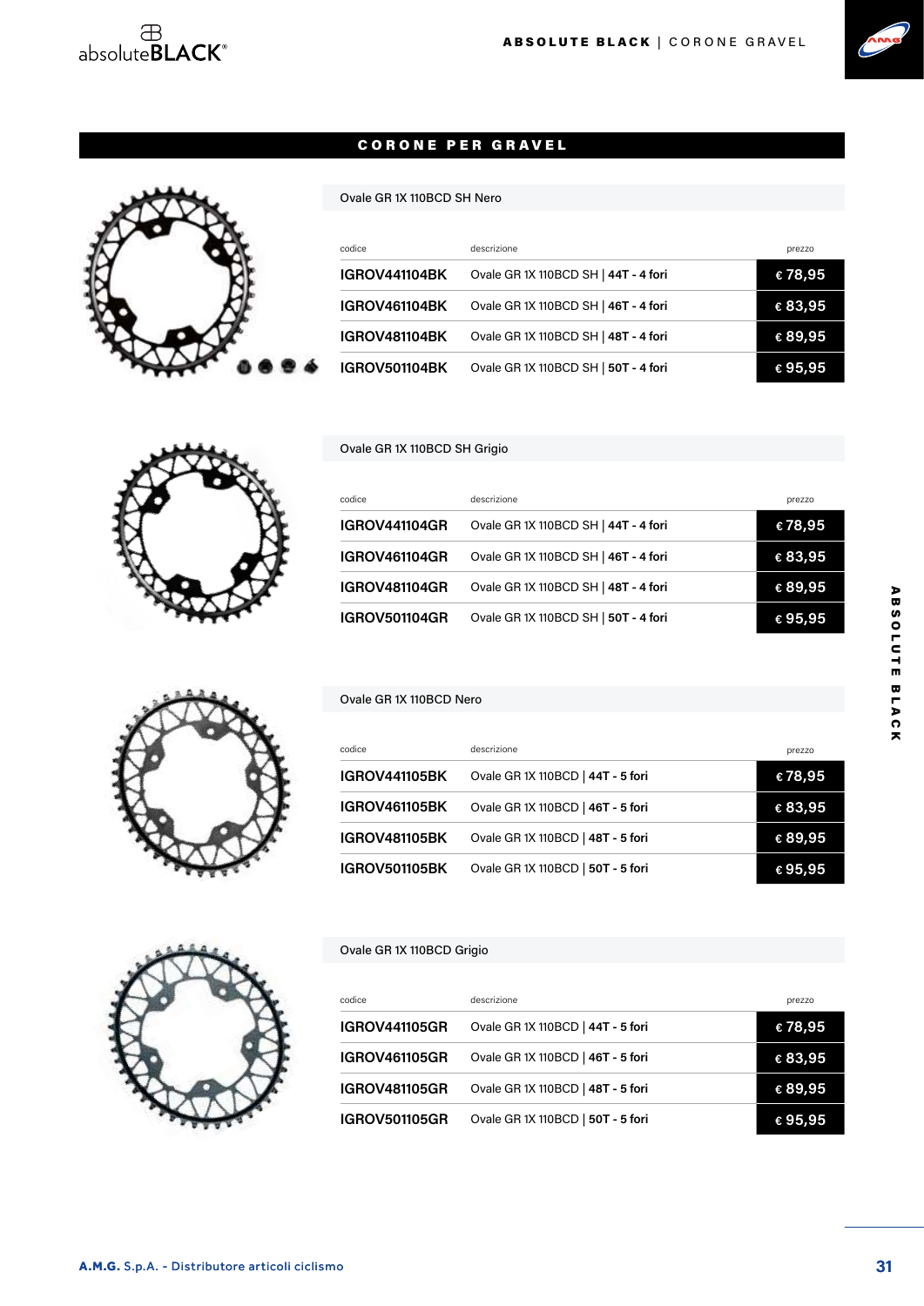## CORONE PER GRAVEL

### Ovale GR 1X 110BCD SH Nero

| codice | descrizione | prezzo |
|---|---|---|
| **IGROV441104BK** | Ovale GR 1X 110BCD SH \| **44T - 4 fori** | **€ 78,95** |
| **IGROV461104BK** | Ovale GR 1X 110BCD SH \| **46T - 4 fori** | **€ 83,95** |
| **IGROV481104BK** | Ovale GR 1X 110BCD SH \| **48T - 4 fori** | **€ 89,95** |
| **IGROV501104BK** | Ovale GR 1X 110BCD SH \| **50T - 4 fori** | **€ 95,95** |

### Ovale GR 1X 110BCD SH Grigio

| codice | descrizione | prezzo |
|---|---|---|
| **IGROV441104GR** | Ovale GR 1X 110BCD SH \| **44T - 4 fori** | **€ 78,95** |
| **IGROV461104GR** | Ovale GR 1X 110BCD SH \| **46T - 4 fori** | **€ 83,95** |
| **IGROV481104GR** | Ovale GR 1X 110BCD SH \| **48T - 4 fori** | **€ 89,95** |
| **IGROV501104GR** | Ovale GR 1X 110BCD SH \| **50T - 4 fori** | **€ 95,95** |

### Ovale GR 1X 110BCD Nero

| codice | descrizione | prezzo |
|---|---|---|
| **IGROV441105BK** | Ovale GR 1X 110BCD \| **44T - 5 fori** | **€ 78,95** |
| **IGROV461105BK** | Ovale GR 1X 110BCD \| **46T - 5 fori** | **€ 83,95** |
| **IGROV481105BK** | Ovale GR 1X 110BCD \| **48T - 5 fori** | **€ 89,95** |
| **IGROV501105BK** | Ovale GR 1X 110BCD \| **50T - 5 fori** | **€ 95,95** |

### Ovale GR 1X 110BCD Grigio

| codice | descrizione | prezzo |
|---|---|---|
| **IGROV441105GR** | Ovale GR 1X 110BCD \| **44T - 5 fori** | **€ 78,95** |
| **IGROV461105GR** | Ovale GR 1X 110BCD \| **46T - 5 fori** | **€ 83,95** |
| **IGROV481105GR** | Ovale GR 1X 110BCD \| **48T - 5 fori** | **€ 89,95** |
| **IGROV501105GR** | Ovale GR 1X 110BCD \| **50T - 5 fori** | **€ 95,95** |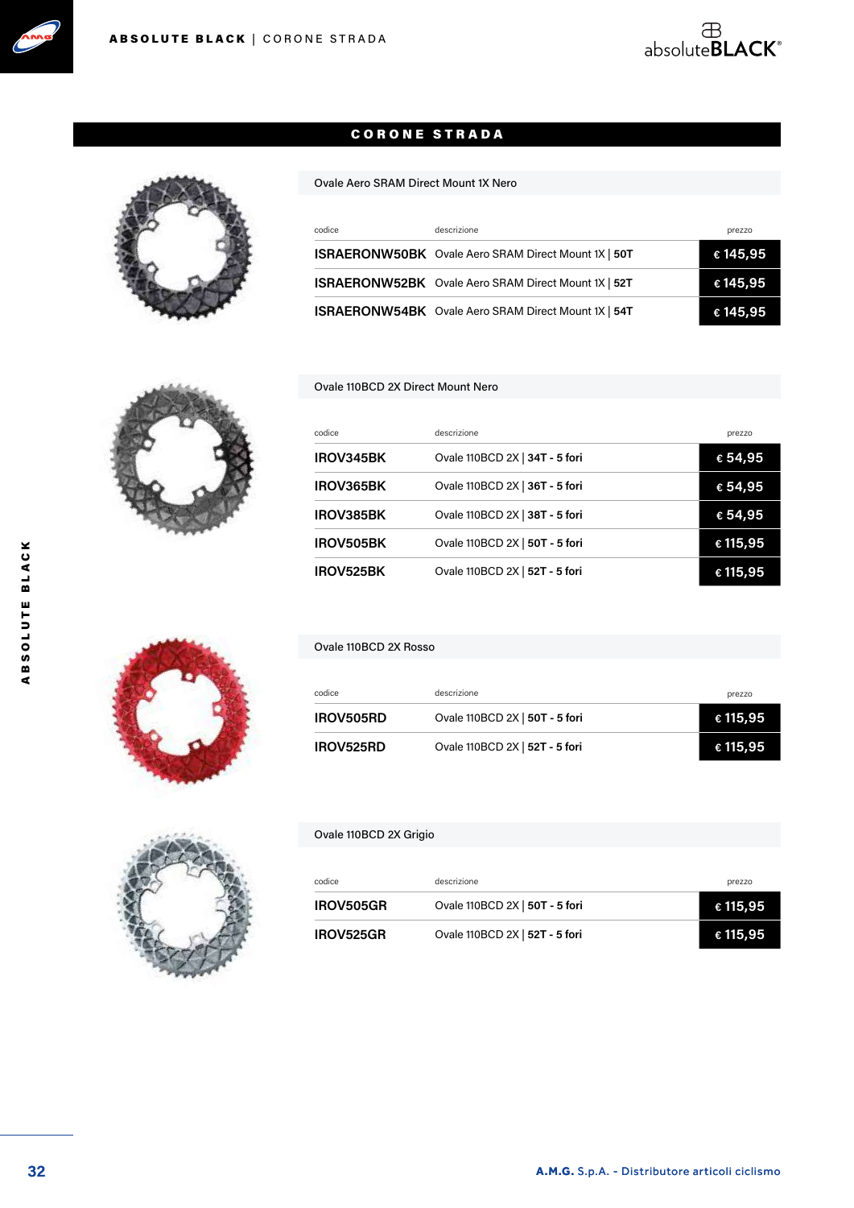# CORONE STRADA

## Ovale Aero SRAM Direct Mount 1X Nero

| codice | descrizione | prezzo |
|---|---|---|
| **ISRAERONW50BK** | Ovale Aero SRAM Direct Mount 1X \| **50T** | **€ 145,95** |
| **ISRAERONW52BK** | Ovale Aero SRAM Direct Mount 1X \| **52T** | **€ 145,95** |
| **ISRAERONW54BK** | Ovale Aero SRAM Direct Mount 1X \| **54T** | **€ 145,95** |

## Ovale 110BCD 2X Direct Mount Nero

| codice | descrizione | prezzo |
|---|---|---|
| **IROV345BK** | Ovale 110BCD 2X \| **34T - 5 fori** | **€ 54,95** |
| **IROV365BK** | Ovale 110BCD 2X \| **36T - 5 fori** | **€ 54,95** |
| **IROV385BK** | Ovale 110BCD 2X \| **38T - 5 fori** | **€ 54,95** |
| **IROV505BK** | Ovale 110BCD 2X \| **50T - 5 fori** | **€ 115,95** |
| **IROV525BK** | Ovale 110BCD 2X \| **52T - 5 fori** | **€ 115,95** |

## Ovale 110BCD 2X Rosso

| codice | descrizione | prezzo |
|---|---|---|
| **IROV505RD** | Ovale 110BCD 2X \| **50T - 5 fori** | **€ 115,95** |
| **IROV525RD** | Ovale 110BCD 2X \| **52T - 5 fori** | **€ 115,95** |

## Ovale 110BCD 2X Grigio

| codice | descrizione | prezzo |
|---|---|---|
| **IROV505GR** | Ovale 110BCD 2X \| **50T - 5 fori** | **€ 115,95** |
| **IROV525GR** | Ovale 110BCD 2X \| **52T - 5 fori** | **€ 115,95** |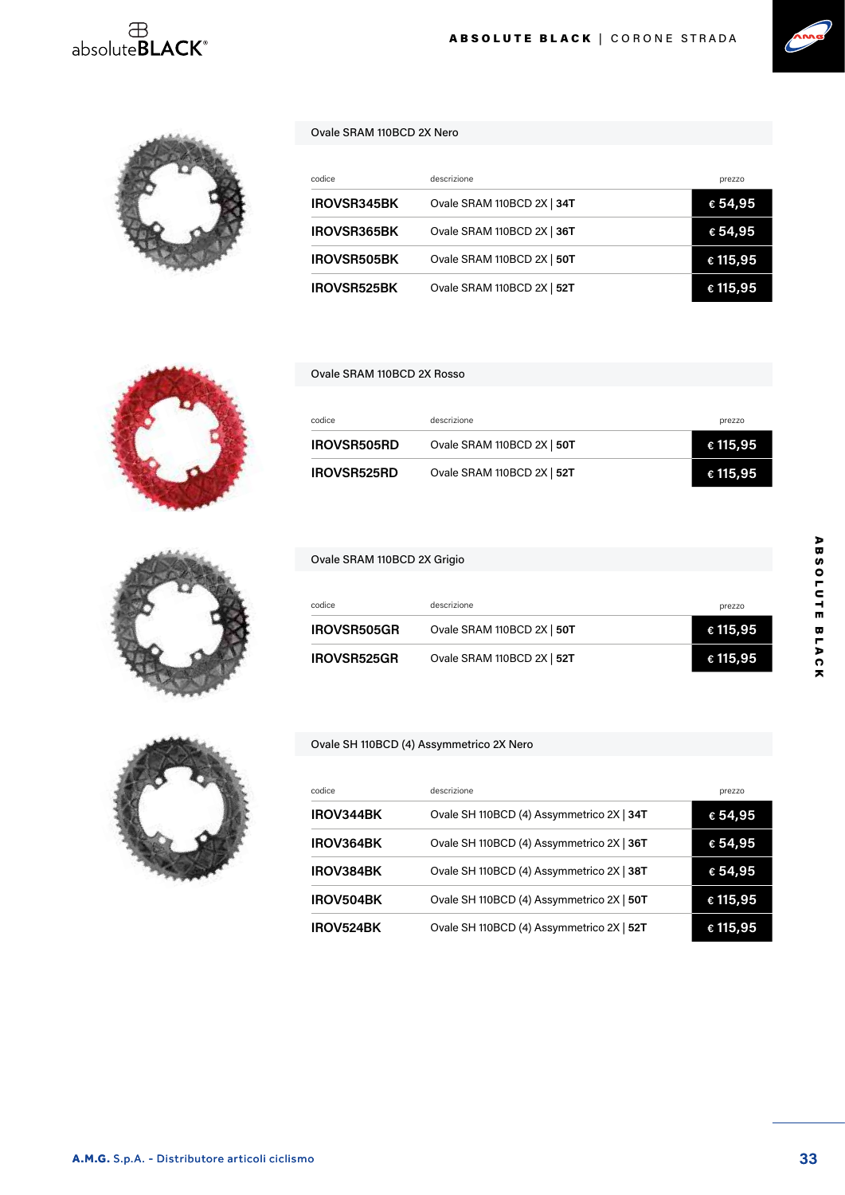## Ovale SRAM 110BCD 2X Nero

| codice | descrizione | prezzo |
|---|---|---|
| IROVSR345BK | Ovale SRAM 110BCD 2X \| **34T** | € 54,95 |
| IROVSR365BK | Ovale SRAM 110BCD 2X \| **36T** | € 54,95 |
| IROVSR505BK | Ovale SRAM 110BCD 2X \| **50T** | € 115,95 |
| IROVSR525BK | Ovale SRAM 110BCD 2X \| **52T** | € 115,95 |

## Ovale SRAM 110BCD 2X Rosso

| codice | descrizione | prezzo |
|---|---|---|
| IROVSR505RD | Ovale SRAM 110BCD 2X \| **50T** | € 115,95 |
| IROVSR525RD | Ovale SRAM 110BCD 2X \| **52T** | € 115,95 |

## Ovale SRAM 110BCD 2X Grigio

| codice | descrizione | prezzo |
|---|---|---|
| IROVSR505GR | Ovale SRAM 110BCD 2X \| **50T** | € 115,95 |
| IROVSR525GR | Ovale SRAM 110BCD 2X \| **52T** | € 115,95 |

## Ovale SH 110BCD (4) Assymmetrico 2X Nero

| codice | descrizione | prezzo |
|---|---|---|
| IROV344BK | Ovale SH 110BCD (4) Assymmetrico 2X \| **34T** | € 54,95 |
| IROV364BK | Ovale SH 110BCD (4) Assymmetrico 2X \| **36T** | € 54,95 |
| IROV384BK | Ovale SH 110BCD (4) Assymmetrico 2X \| **38T** | € 54,95 |
| IROV504BK | Ovale SH 110BCD (4) Assymmetrico 2X \| **50T** | € 115,95 |
| IROV524BK | Ovale SH 110BCD (4) Assymmetrico 2X \| **52T** | € 115,95 |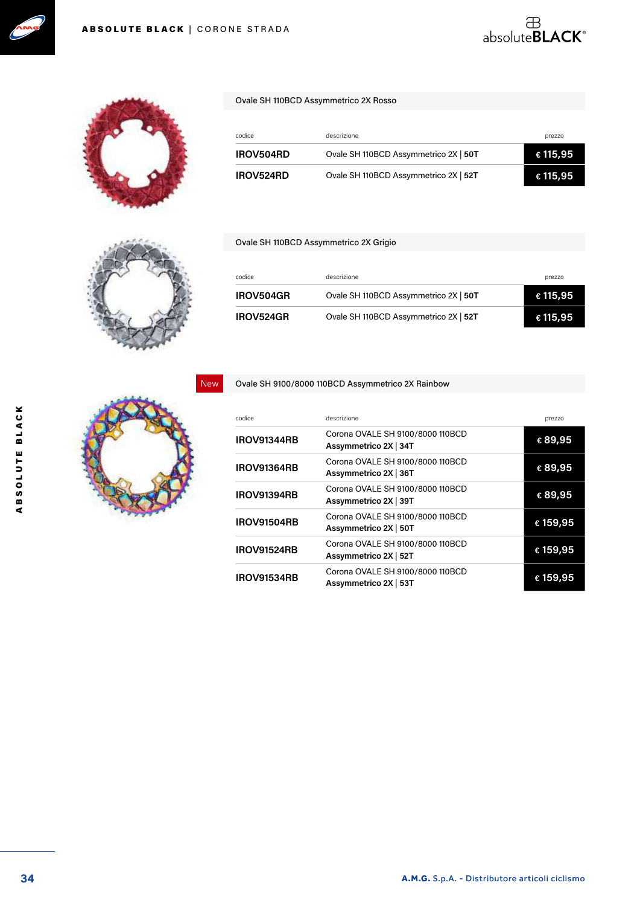## Ovale SH 110BCD Assymmetrico 2X Rosso

| codice | descrizione | prezzo |
|---|---|---|
| IROV504RD | Ovale SH 110BCD Assymmetrico 2X \| **50T** | € 115,95 |
| IROV524RD | Ovale SH 110BCD Assymmetrico 2X \| **52T** | € 115,95 |

## Ovale SH 110BCD Assymmetrico 2X Grigio

| codice | descrizione | prezzo |
|---|---|---|
| IROV504GR | Ovale SH 110BCD Assymmetrico 2X \| **50T** | € 115,95 |
| IROV524GR | Ovale SH 110BCD Assymmetrico 2X \| **52T** | € 115,95 |

## New Ovale SH 9100/8000 110BCD Assymmetrico 2X Rainbow

| codice | descrizione | prezzo |
|---|---|---|
| IROV91344RB | Corona OVALE SH 9100/8000 110BCD **Assymmetrico 2X \| 34T** | € 89,95 |
| IROV91364RB | Corona OVALE SH 9100/8000 110BCD **Assymmetrico 2X \| 36T** | € 89,95 |
| IROV91394RB | Corona OVALE SH 9100/8000 110BCD **Assymmetrico 2X \| 39T** | € 89,95 |
| IROV91504RB | Corona OVALE SH 9100/8000 110BCD **Assymmetrico 2X \| 50T** | € 159,95 |
| IROV91524RB | Corona OVALE SH 9100/8000 110BCD **Assymmetrico 2X \| 52T** | € 159,95 |
| IROV91534RB | Corona OVALE SH 9100/8000 110BCD **Assymmetrico 2X \| 53T** | € 159,95 |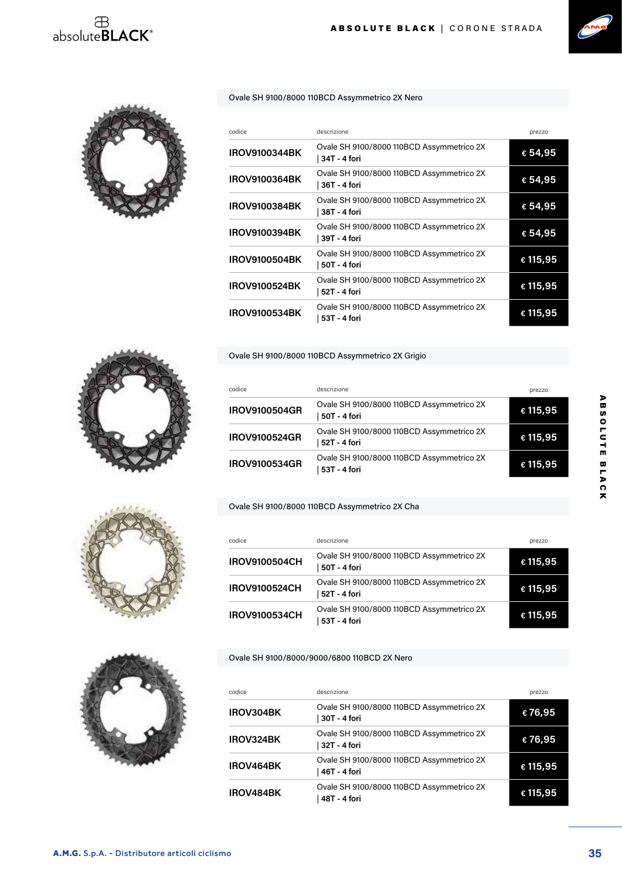## Ovale SH 9100/8000 110BCD Assymmetrico 2X Nero

| codice | descrizione | prezzo |
|---|---|---|
| IROV9100344BK | Ovale SH 9100/8000 110BCD Assymmetrico 2X \| 34T - 4 fori | € 54,95 |
| IROV9100364BK | Ovale SH 9100/8000 110BCD Assymmetrico 2X \| 36T - 4 fori | € 54,95 |
| IROV9100384BK | Ovale SH 9100/8000 110BCD Assymmetrico 2X \| 38T - 4 fori | € 54,95 |
| IROV9100394BK | Ovale SH 9100/8000 110BCD Assymmetrico 2X \| 39T - 4 fori | € 54,95 |
| IROV9100504BK | Ovale SH 9100/8000 110BCD Assymmetrico 2X \| 50T - 4 fori | € 115,95 |
| IROV9100524BK | Ovale SH 9100/8000 110BCD Assymmetrico 2X \| 52T - 4 fori | € 115,95 |
| IROV9100534BK | Ovale SH 9100/8000 110BCD Assymmetrico 2X \| 53T - 4 fori | € 115,95 |

## Ovale SH 9100/8000 110BCD Assymmetrico 2X Grigio

| codice | descrizione | prezzo |
|---|---|---|
| IROV9100504GR | Ovale SH 9100/8000 110BCD Assymmetrico 2X \| 50T - 4 fori | € 115,95 |
| IROV9100524GR | Ovale SH 9100/8000 110BCD Assymmetrico 2X \| 52T - 4 fori | € 115,95 |
| IROV9100534GR | Ovale SH 9100/8000 110BCD Assymmetrico 2X \| 53T - 4 fori | € 115,95 |

## Ovale SH 9100/8000 110BCD Assymmetrico 2X Cha

| codice | descrizione | prezzo |
|---|---|---|
| IROV9100504CH | Ovale SH 9100/8000 110BCD Assymmetrico 2X \| 50T - 4 fori | € 115,95 |
| IROV9100524CH | Ovale SH 9100/8000 110BCD Assymmetrico 2X \| 52T - 4 fori | € 115,95 |
| IROV9100534CH | Ovale SH 9100/8000 110BCD Assymmetrico 2X \| 53T - 4 fori | € 115,95 |

## Ovale SH 9100/8000/9000/6800 110BCD 2X Nero

| codice | descrizione | prezzo |
|---|---|---|
| IROV304BK | Ovale SH 9100/8000 110BCD Assymmetrico 2X \| 30T - 4 fori | € 76,95 |
| IROV324BK | Ovale SH 9100/8000 110BCD Assymmetrico 2X \| 32T - 4 fori | € 76,95 |
| IROV464BK | Ovale SH 9100/8000 110BCD Assymmetrico 2X \| 46T - 4 fori | € 115,95 |
| IROV484BK | Ovale SH 9100/8000 110BCD Assymmetrico 2X \| 48T - 4 fori | € 115,95 |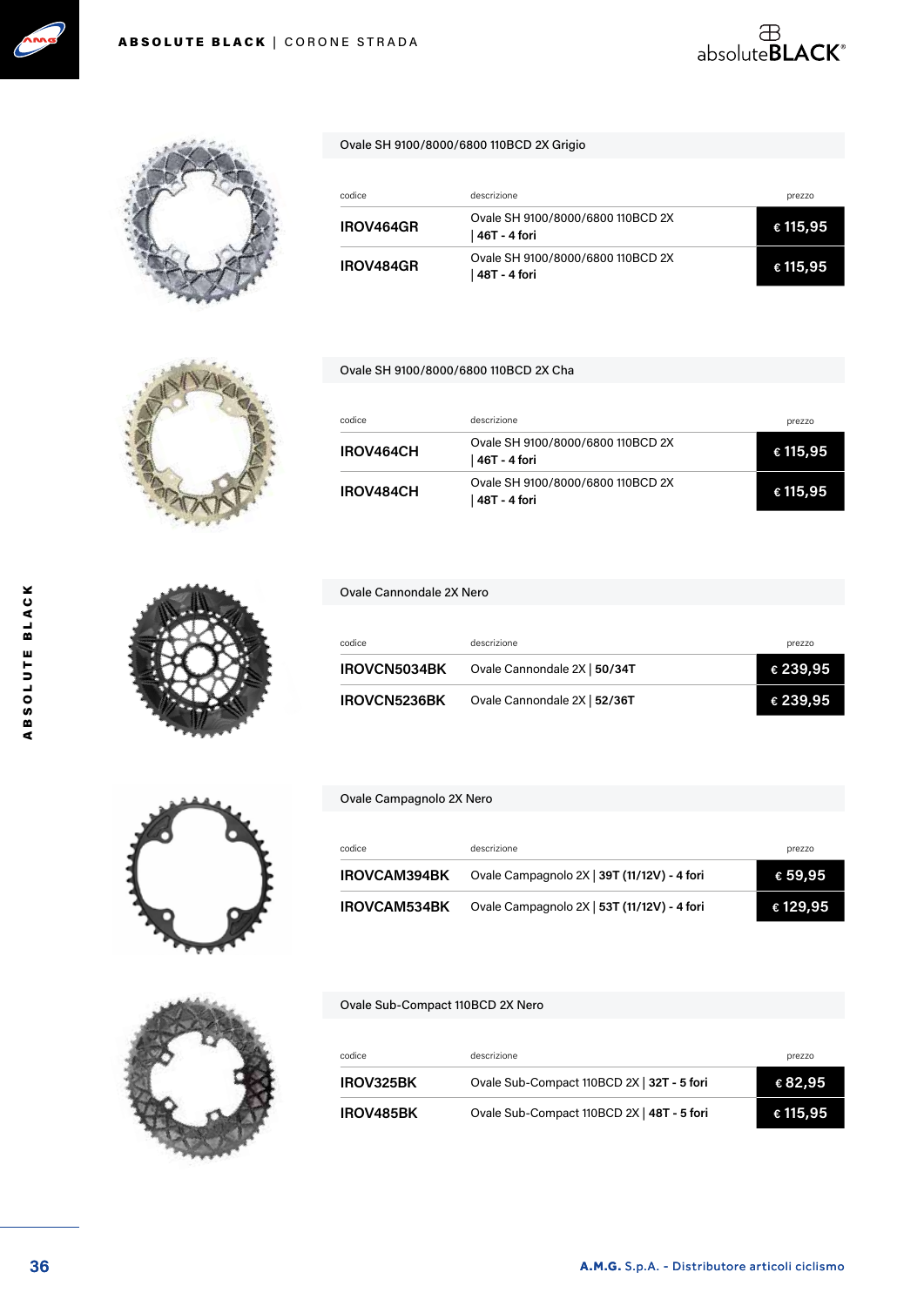## Ovale SH 9100/8000/6800 110BCD 2X Grigio

| codice | descrizione | prezzo |
|---|---|---|
| IROV464GR | Ovale SH 9100/8000/6800 110BCD 2X \| **46T - 4 fori** | € 115,95 |
| IROV484GR | Ovale SH 9100/8000/6800 110BCD 2X \| **48T - 4 fori** | € 115,95 |

## Ovale SH 9100/8000/6800 110BCD 2X Cha

| codice | descrizione | prezzo |
|---|---|---|
| IROV464CH | Ovale SH 9100/8000/6800 110BCD 2X \| **46T - 4 fori** | € 115,95 |
| IROV484CH | Ovale SH 9100/8000/6800 110BCD 2X \| **48T - 4 fori** | € 115,95 |

## Ovale Cannondale 2X Nero

| codice | descrizione | prezzo |
|---|---|---|
| IROVCN5034BK | Ovale Cannondale 2X \| **50/34T** | € 239,95 |
| IROVCN5236BK | Ovale Cannondale 2X \| **52/36T** | € 239,95 |

## Ovale Campagnolo 2X Nero

| codice | descrizione | prezzo |
|---|---|---|
| IROVCAM394BK | Ovale Campagnolo 2X \| **39T (11/12V) - 4 fori** | € 59,95 |
| IROVCAM534BK | Ovale Campagnolo 2X \| **53T (11/12V) - 4 fori** | € 129,95 |

## Ovale Sub-Compact 110BCD 2X Nero

| codice | descrizione | prezzo |
|---|---|---|
| IROV325BK | Ovale Sub-Compact 110BCD 2X \| **32T - 5 fori** | € 82,95 |
| IROV485BK | Ovale Sub-Compact 110BCD 2X \| **48T - 5 fori** | € 115,95 |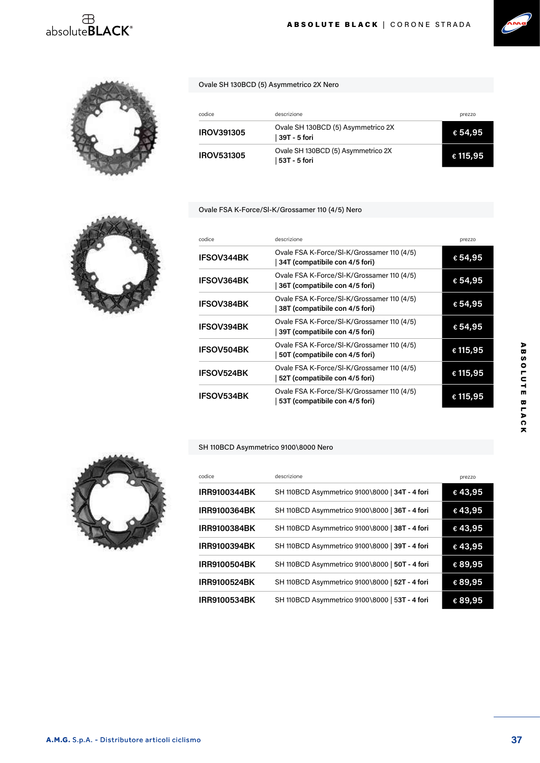## Ovale SH 130BCD (5) Asymmetrico 2X Nero

| codice | descrizione | prezzo |
|---|---|---|
| IROV391305 | Ovale SH 130BCD (5) Asymmetrico 2X \| **39T - 5 fori** | € 54,95 |
| IROV531305 | Ovale SH 130BCD (5) Asymmetrico 2X \| **53T - 5 fori** | € 115,95 |

## Ovale FSA K-Force/Sl-K/Grossamer 110 (4/5) Nero

| codice | descrizione | prezzo |
|---|---|---|
| IFSOV344BK | Ovale FSA K-Force/Sl-K/Grossamer 110 (4/5) \| **34T (compatibile con 4/5 fori)** | € 54,95 |
| IFSOV364BK | Ovale FSA K-Force/Sl-K/Grossamer 110 (4/5) \| **36T (compatibile con 4/5 fori)** | € 54,95 |
| IFSOV384BK | Ovale FSA K-Force/Sl-K/Grossamer 110 (4/5) \| **38T (compatibile con 4/5 fori)** | € 54,95 |
| IFSOV394BK | Ovale FSA K-Force/Sl-K/Grossamer 110 (4/5) \| **39T (compatibile con 4/5 fori)** | € 54,95 |
| IFSOV504BK | Ovale FSA K-Force/Sl-K/Grossamer 110 (4/5) \| **50T (compatibile con 4/5 fori)** | € 115,95 |
| IFSOV524BK | Ovale FSA K-Force/Sl-K/Grossamer 110 (4/5) \| **52T (compatibile con 4/5 fori)** | € 115,95 |
| IFSOV534BK | Ovale FSA K-Force/Sl-K/Grossamer 110 (4/5) \| **53T (compatibile con 4/5 fori)** | € 115,95 |

## SH 110BCD Asymmetrico 9100\8000 Nero

| codice | descrizione | prezzo |
|---|---|---|
| IRR9100344BK | SH 110BCD Asymmetrico 9100\8000 \| **34T - 4 fori** | € 43,95 |
| IRR9100364BK | SH 110BCD Asymmetrico 9100\8000 \| **36T - 4 fori** | € 43,95 |
| IRR9100384BK | SH 110BCD Asymmetrico 9100\8000 \| **38T - 4 fori** | € 43,95 |
| IRR9100394BK | SH 110BCD Asymmetrico 9100\8000 \| **39T - 4 fori** | € 43,95 |
| IRR9100504BK | SH 110BCD Asymmetrico 9100\8000 \| **50T - 4 fori** | € 89,95 |
| IRR9100524BK | SH 110BCD Asymmetrico 9100\8000 \| **52T - 4 fori** | € 89,95 |
| IRR9100534BK | SH 110BCD Asymmetrico 9100\8000 \| **53T - 4 fori** | € 89,95 |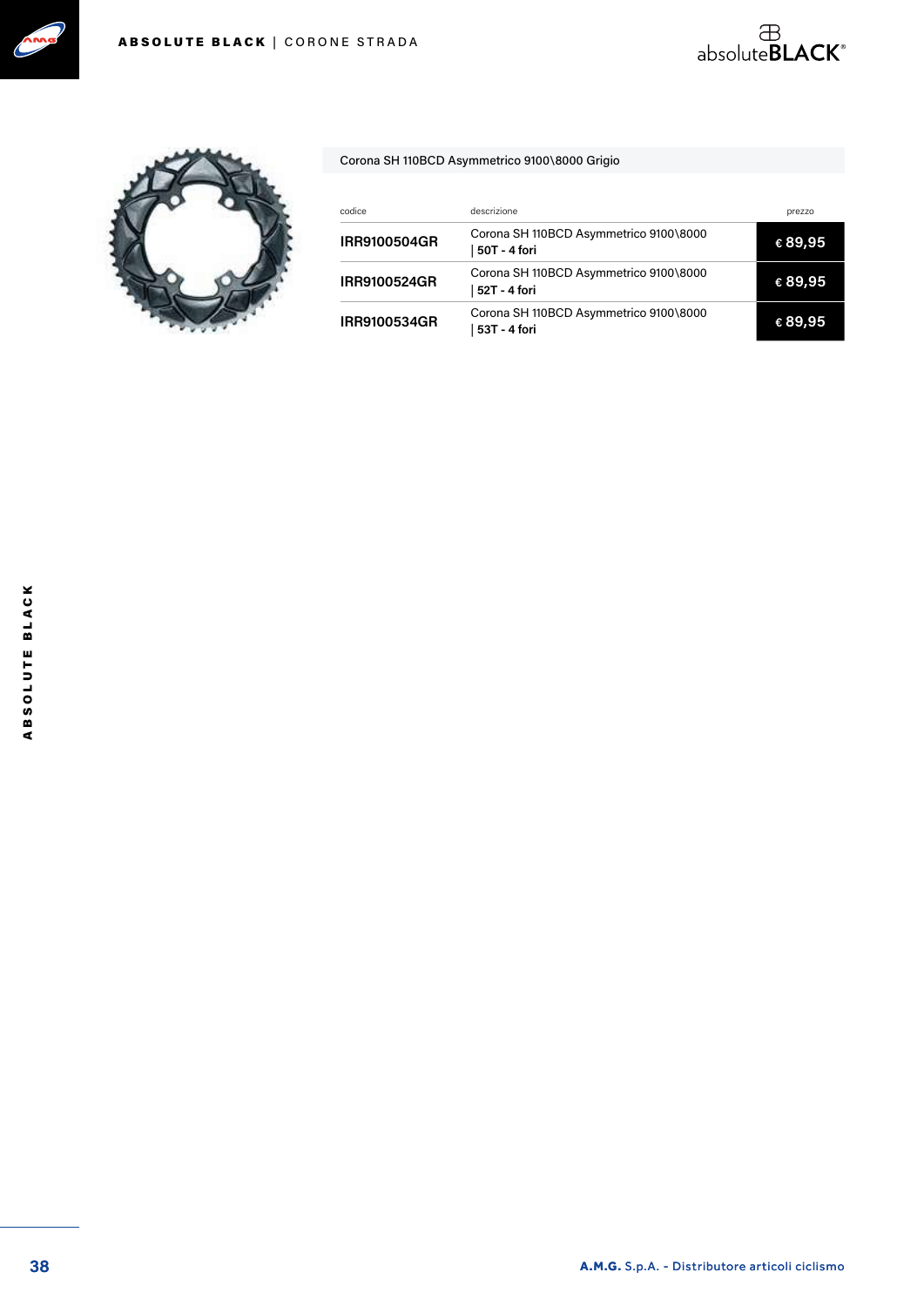## Corona SH 110BCD Asymmetrico 9100\8000 Grigio

| codice | descrizione | prezzo |
|---|---|---|
| IRR9100504GR | Corona SH 110BCD Asymmetrico 9100\8000 \| **50T - 4 fori** | € 89,95 |
| IRR9100524GR | Corona SH 110BCD Asymmetrico 9100\8000 \| **52T - 4 fori** | € 89,95 |
| IRR9100534GR | Corona SH 110BCD Asymmetrico 9100\8000 \| **53T - 4 fori** | € 89,95 |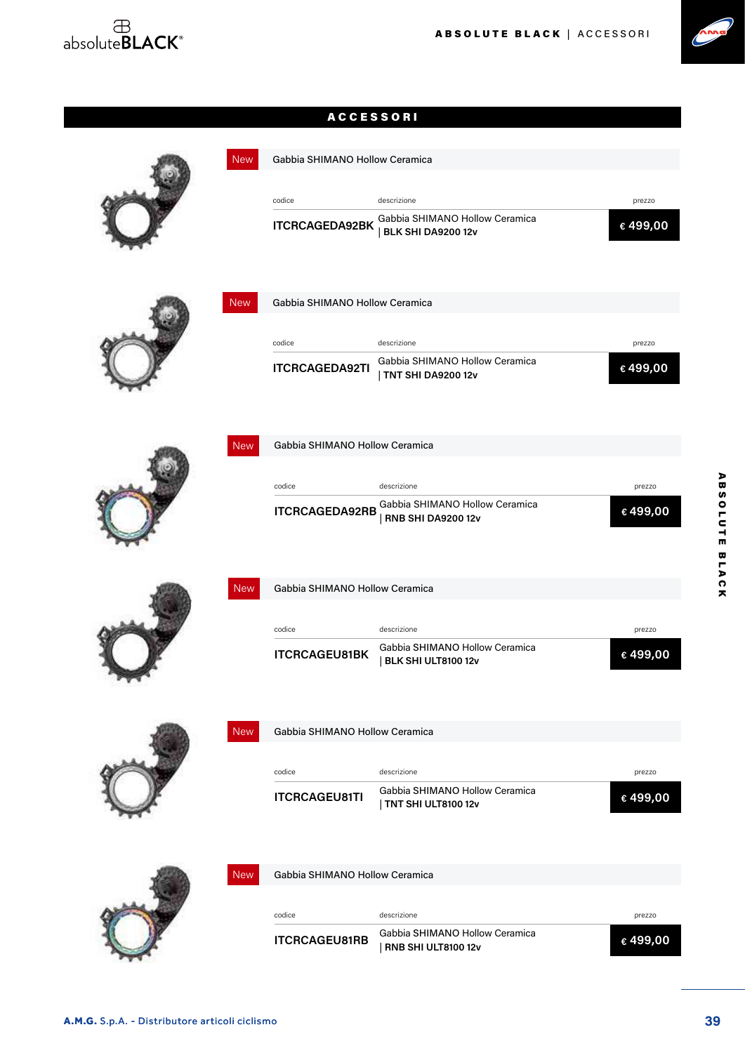# ACCESSORI

New **Gabbia SHIMANO Hollow Ceramica**

| codice | descrizione | prezzo |
|---|---|---|
| **ITCRCAGEDA92BK** | Gabbia SHIMANO Hollow Ceramica \| **BLK SHI DA9200 12v** | **€ 499,00** |

New **Gabbia SHIMANO Hollow Ceramica**

| codice | descrizione | prezzo |
|---|---|---|
| **ITCRCAGEDA92TI** | Gabbia SHIMANO Hollow Ceramica \| **TNT SHI DA9200 12v** | **€ 499,00** |

New **Gabbia SHIMANO Hollow Ceramica**

| codice | descrizione | prezzo |
|---|---|---|
| **ITCRCAGEDA92RB** | Gabbia SHIMANO Hollow Ceramica \| **RNB SHI DA9200 12v** | **€ 499,00** |

New **Gabbia SHIMANO Hollow Ceramica**

| codice | descrizione | prezzo |
|---|---|---|
| **ITCRCAGEU81BK** | Gabbia SHIMANO Hollow Ceramica \| **BLK SHI ULT8100 12v** | **€ 499,00** |

New **Gabbia SHIMANO Hollow Ceramica**

| codice | descrizione | prezzo |
|---|---|---|
| **ITCRCAGEU81TI** | Gabbia SHIMANO Hollow Ceramica \| **TNT SHI ULT8100 12v** | **€ 499,00** |

New **Gabbia SHIMANO Hollow Ceramica**

| codice | descrizione | prezzo |
|---|---|---|
| **ITCRCAGEU81RB** | Gabbia SHIMANO Hollow Ceramica \| **RNB SHI ULT8100 12v** | **€ 499,00** |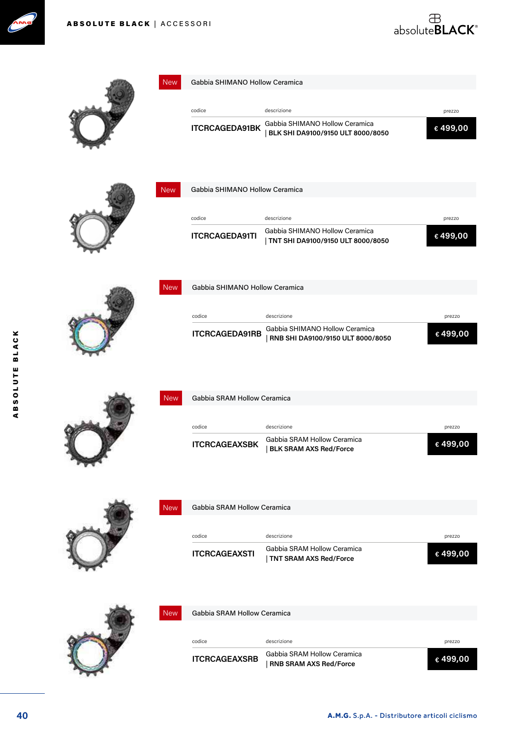**New** Gabbia SHIMANO Hollow Ceramica

| codice | descrizione | prezzo |
|---|---|---|
| ITCRCAGEDA91BK | Gabbia SHIMANO Hollow Ceramica \| **BLK SHI DA9100/9150 ULT 8000/8050** | € 499,00 |

**New** Gabbia SHIMANO Hollow Ceramica

| codice | descrizione | prezzo |
|---|---|---|
| ITCRCAGEDA91TI | Gabbia SHIMANO Hollow Ceramica \| **TNT SHI DA9100/9150 ULT 8000/8050** | € 499,00 |

**New** Gabbia SHIMANO Hollow Ceramica

| codice | descrizione | prezzo |
|---|---|---|
| ITCRCAGEDA91RB | Gabbia SHIMANO Hollow Ceramica \| **RNB SHI DA9100/9150 ULT 8000/8050** | € 499,00 |

**New** Gabbia SRAM Hollow Ceramica

| codice | descrizione | prezzo |
|---|---|---|
| ITCRCAGEAXSBK | Gabbia SRAM Hollow Ceramica \| **BLK SRAM AXS Red/Force** | € 499,00 |

**New** Gabbia SRAM Hollow Ceramica

| codice | descrizione | prezzo |
|---|---|---|
| ITCRCAGEAXSTI | Gabbia SRAM Hollow Ceramica \| **TNT SRAM AXS Red/Force** | € 499,00 |

**New** Gabbia SRAM Hollow Ceramica

| codice | descrizione | prezzo |
|---|---|---|
| ITCRCAGEAXSRB | Gabbia SRAM Hollow Ceramica \| **RNB SRAM AXS Red/Force** | € 499,00 |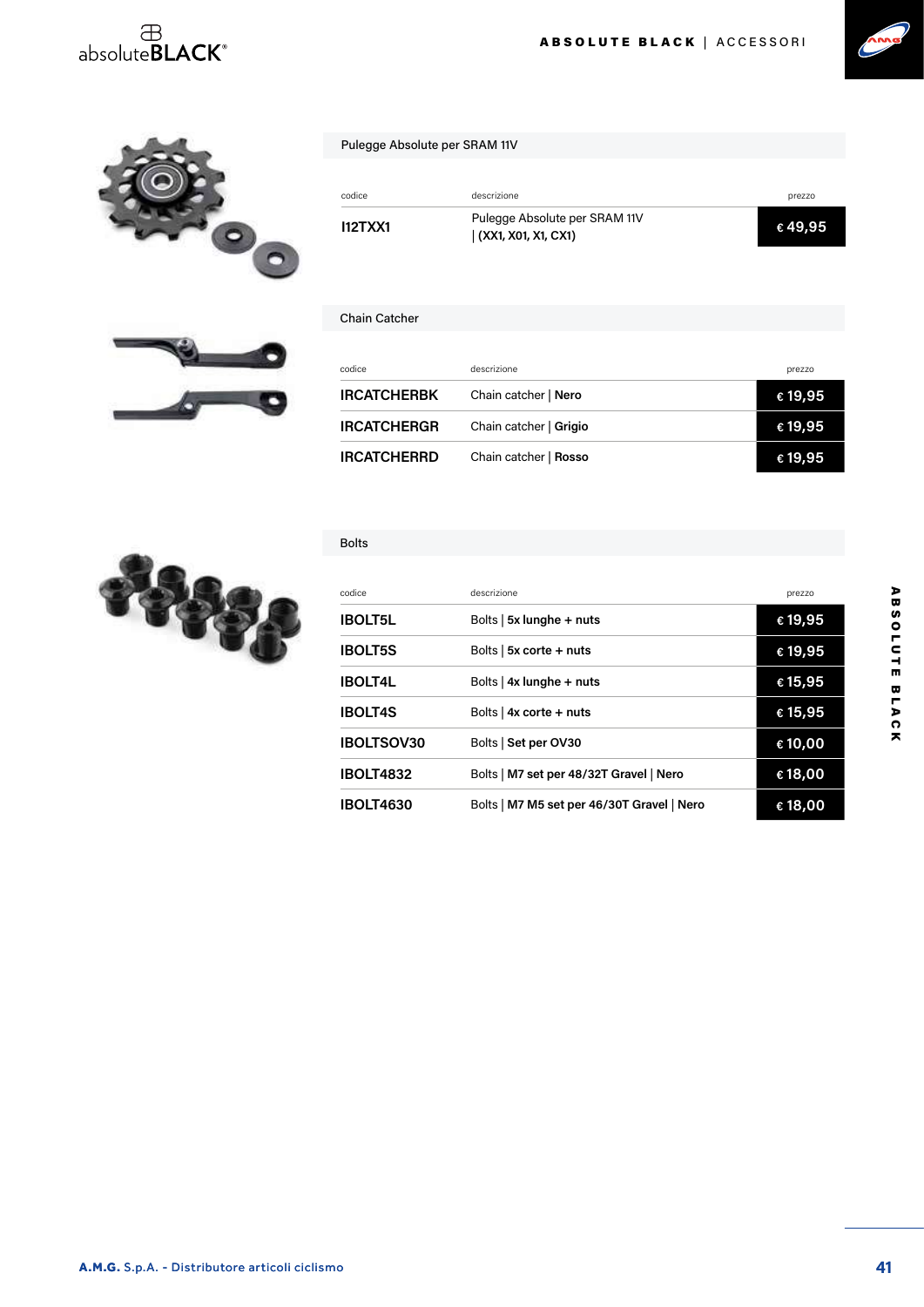## Pulegge Absolute per SRAM 11V

| codice | descrizione | prezzo |
|---|---|---|
| **I12TXX1** | Pulegge Absolute per SRAM 11V \| **(XX1, X01, X1, CX1)** | **€ 49,95** |

## Chain Catcher

| codice | descrizione | prezzo |
|---|---|---|
| **IRCATCHERBK** | Chain catcher \| **Nero** | **€ 19,95** |
| **IRCATCHERGR** | Chain catcher \| **Grigio** | **€ 19,95** |
| **IRCATCHERRD** | Chain catcher \| **Rosso** | **€ 19,95** |

## Bolts

| codice | descrizione | prezzo |
|---|---|---|
| **IBOLT5L** | Bolts \| **5x lunghe + nuts** | **€ 19,95** |
| **IBOLT5S** | Bolts \| **5x corte + nuts** | **€ 19,95** |
| **IBOLT4L** | Bolts \| **4x lunghe + nuts** | **€ 15,95** |
| **IBOLT4S** | Bolts \| **4x corte + nuts** | **€ 15,95** |
| **IBOLTSOV30** | Bolts \| **Set per OV30** | **€ 10,00** |
| **IBOLT4832** | Bolts \| **M7 set per 48/32T Gravel \| Nero** | **€ 18,00** |
| **IBOLT4630** | Bolts \| **M7 M5 set per 46/30T Gravel \| Nero** | **€ 18,00** |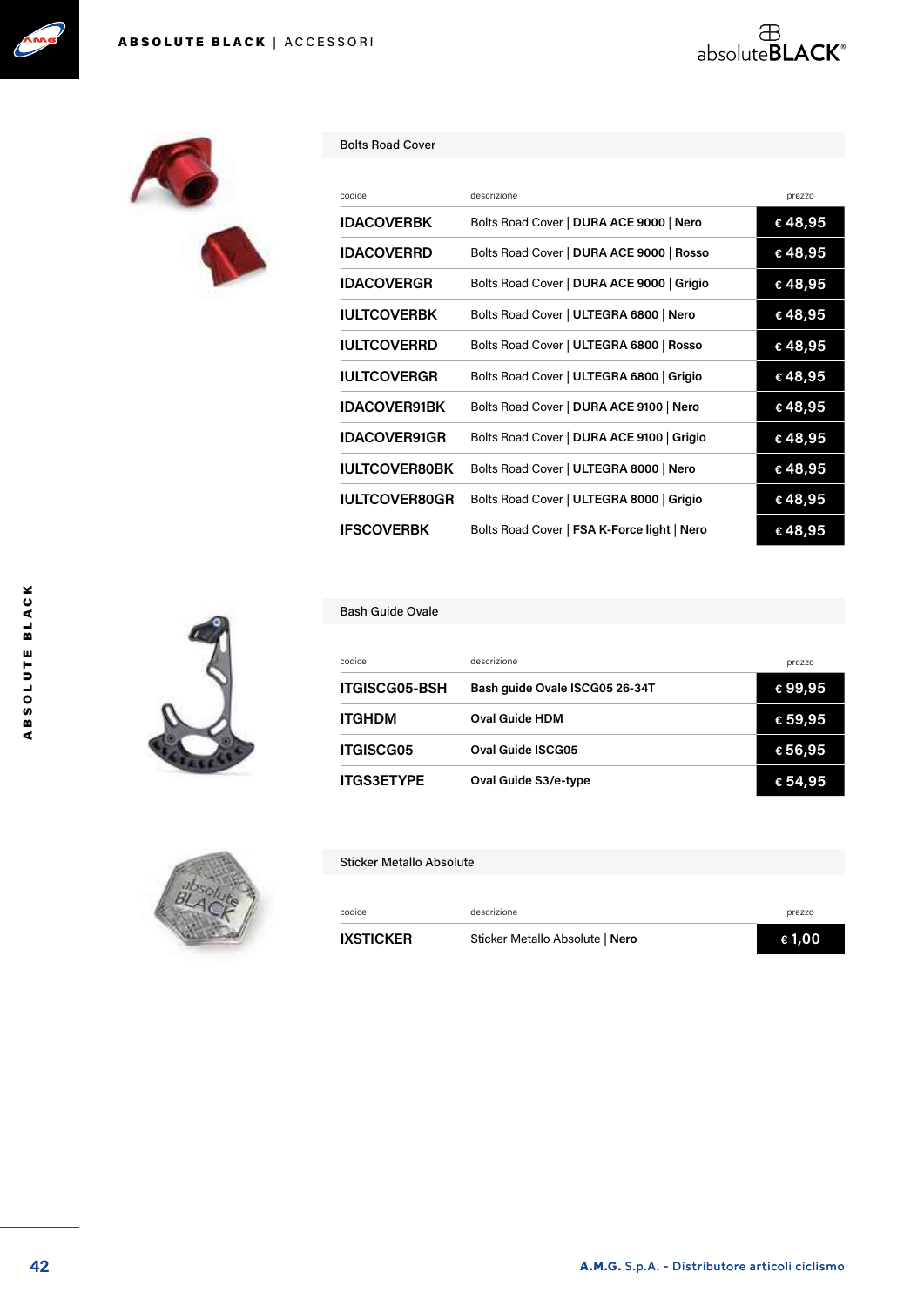## Bolts Road Cover

| codice | descrizione | prezzo |
|---|---|---|
| IDACOVERBK | Bolts Road Cover \| **DURA ACE 9000** \| **Nero** | € 48,95 |
| IDACOVERRD | Bolts Road Cover \| **DURA ACE 9000** \| **Rosso** | € 48,95 |
| IDACOVERGR | Bolts Road Cover \| **DURA ACE 9000** \| **Grigio** | € 48,95 |
| IULTCOVERBK | Bolts Road Cover \| **ULTEGRA 6800** \| **Nero** | € 48,95 |
| IULTCOVERRD | Bolts Road Cover \| **ULTEGRA 6800** \| **Rosso** | € 48,95 |
| IULTCOVERGR | Bolts Road Cover \| **ULTEGRA 6800** \| **Grigio** | € 48,95 |
| IDACOVER91BK | Bolts Road Cover \| **DURA ACE 9100** \| **Nero** | € 48,95 |
| IDACOVER91GR | Bolts Road Cover \| **DURA ACE 9100** \| **Grigio** | € 48,95 |
| IULTCOVER80BK | Bolts Road Cover \| **ULTEGRA 8000** \| **Nero** | € 48,95 |
| IULTCOVER80GR | Bolts Road Cover \| **ULTEGRA 8000** \| **Grigio** | € 48,95 |
| IFSCOVERBK | Bolts Road Cover \| **FSA K-Force light** \| **Nero** | € 48,95 |

## Bash Guide Ovale

| codice | descrizione | prezzo |
|---|---|---|
| ITGISCG05-BSH | **Bash guide Ovale ISCG05 26-34T** | € 99,95 |
| ITGHDM | **Oval Guide HDM** | € 59,95 |
| ITGISCG05 | **Oval Guide ISCG05** | € 56,95 |
| ITGS3ETYPE | **Oval Guide S3/e-type** | € 54,95 |

## Sticker Metallo Absolute

| codice | descrizione | prezzo |
|---|---|---|
| IXSTICKER | Sticker Metallo Absolute \| **Nero** | € 1,00 |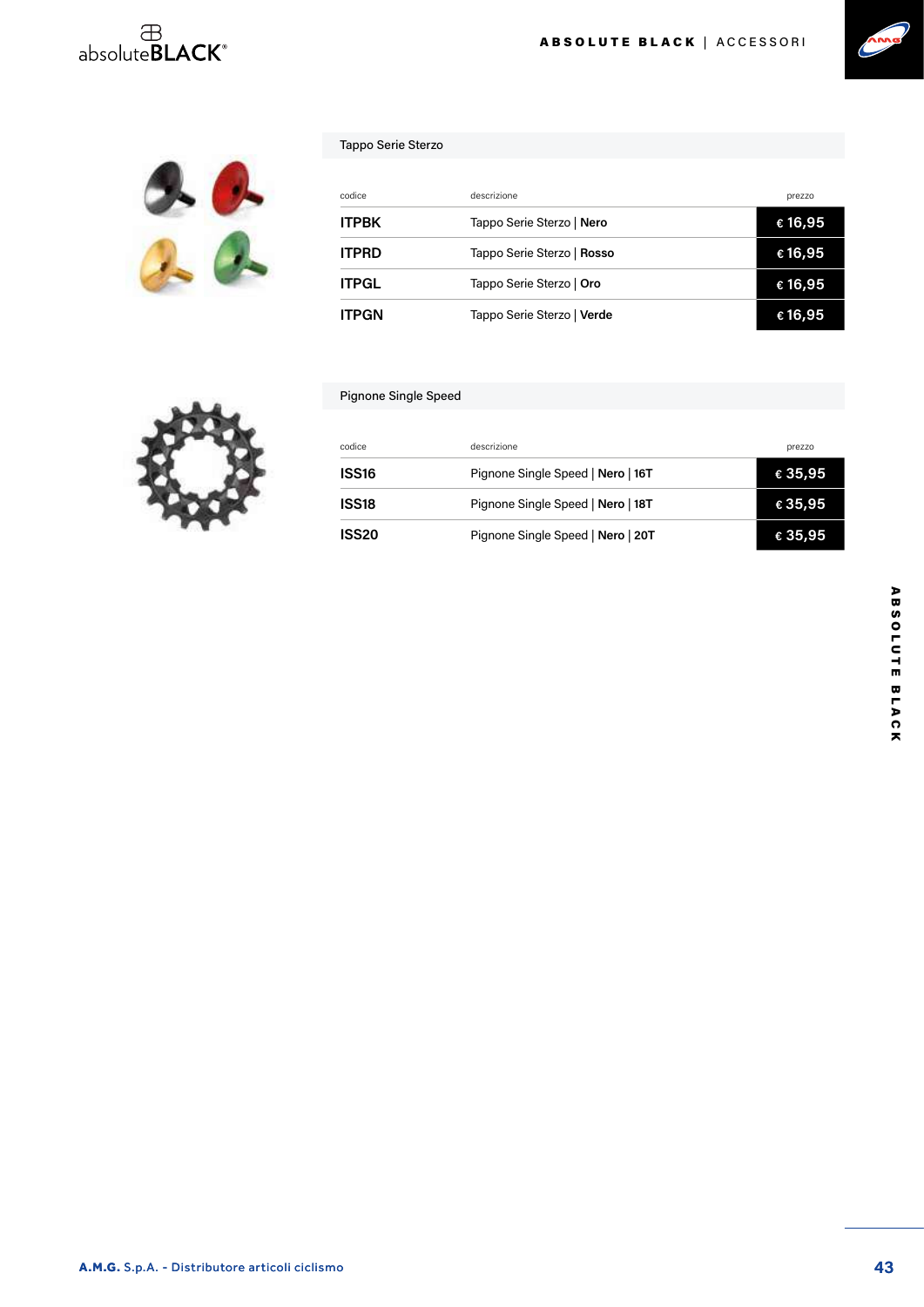## Tappo Serie Sterzo

| codice | descrizione | prezzo |
|---|---|---|
| **ITPBK** | Tappo Serie Sterzo \| **Nero** | € 16,95 |
| **ITPRD** | Tappo Serie Sterzo \| **Rosso** | € 16,95 |
| **ITPGL** | Tappo Serie Sterzo \| **Oro** | € 16,95 |
| **ITPGN** | Tappo Serie Sterzo \| **Verde** | € 16,95 |

## Pignone Single Speed

| codice | descrizione | prezzo |
|---|---|---|
| **ISS16** | Pignone Single Speed \| **Nero** \| **16T** | € 35,95 |
| **ISS18** | Pignone Single Speed \| **Nero** \| **18T** | € 35,95 |
| **ISS20** | Pignone Single Speed \| **Nero** \| **20T** | € 35,95 |